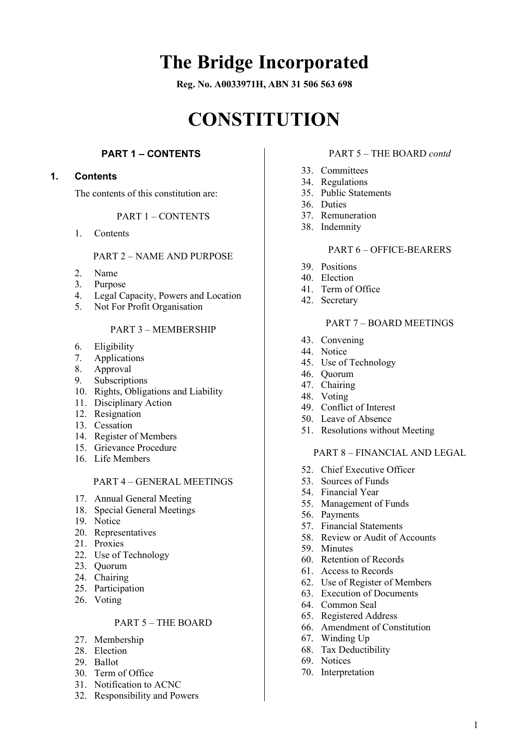# The Bridge Incorporated

**Reg. No. A0033971H, ABN 31 506 563 698**

# CONSTITUTION

## PART 1 – CONTENTS

### 1. Contents

The contents of this constitution are:

PART 1 – CONTENTS

1. Contents

PART 2 – NAME AND PURPOSE

2. Name
3. Purpose
4. Legal Capacity, Powers and Location
5. Not For Profit Organisation

PART 3 – MEMBERSHIP

6. Eligibility
7. Applications
8. Approval
9. Subscriptions
10. Rights, Obligations and Liability
11. Disciplinary Action
12. Resignation
13. Cessation
14. Register of Members
15. Grievance Procedure
16. Life Members

PART 4 – GENERAL MEETINGS

17. Annual General Meeting
18. Special General Meetings
19. Notice
20. Representatives
21. Proxies
22. Use of Technology
23. Quorum
24. Chairing
25. Participation
26. Voting

PART 5 – THE BOARD

27. Membership
28. Election
29. Ballot
30. Term of Office
31. Notification to ACNC
32. Responsibility and Powers

PART 5 – THE BOARD *contd*

33. Committees
34. Regulations
35. Public Statements
36. Duties
37. Remuneration
38. Indemnity

PART 6 – OFFICE-BEARERS

39. Positions
40. Election
41. Term of Office
42. Secretary

PART 7 – BOARD MEETINGS

43. Convening
44. Notice
45. Use of Technology
46. Quorum
47. Chairing
48. Voting
49. Conflict of Interest
50. Leave of Absence
51. Resolutions without Meeting

PART 8 – FINANCIAL AND LEGAL

52. Chief Executive Officer
53. Sources of Funds
54. Financial Year
55. Management of Funds
56. Payments
57. Financial Statements
58. Review or Audit of Accounts
59. Minutes
60. Retention of Records
61. Access to Records
62. Use of Register of Members
63. Execution of Documents
64. Common Seal
65. Registered Address
66. Amendment of Constitution
67. Winding Up
68. Tax Deductibility
69. Notices
70. Interpretation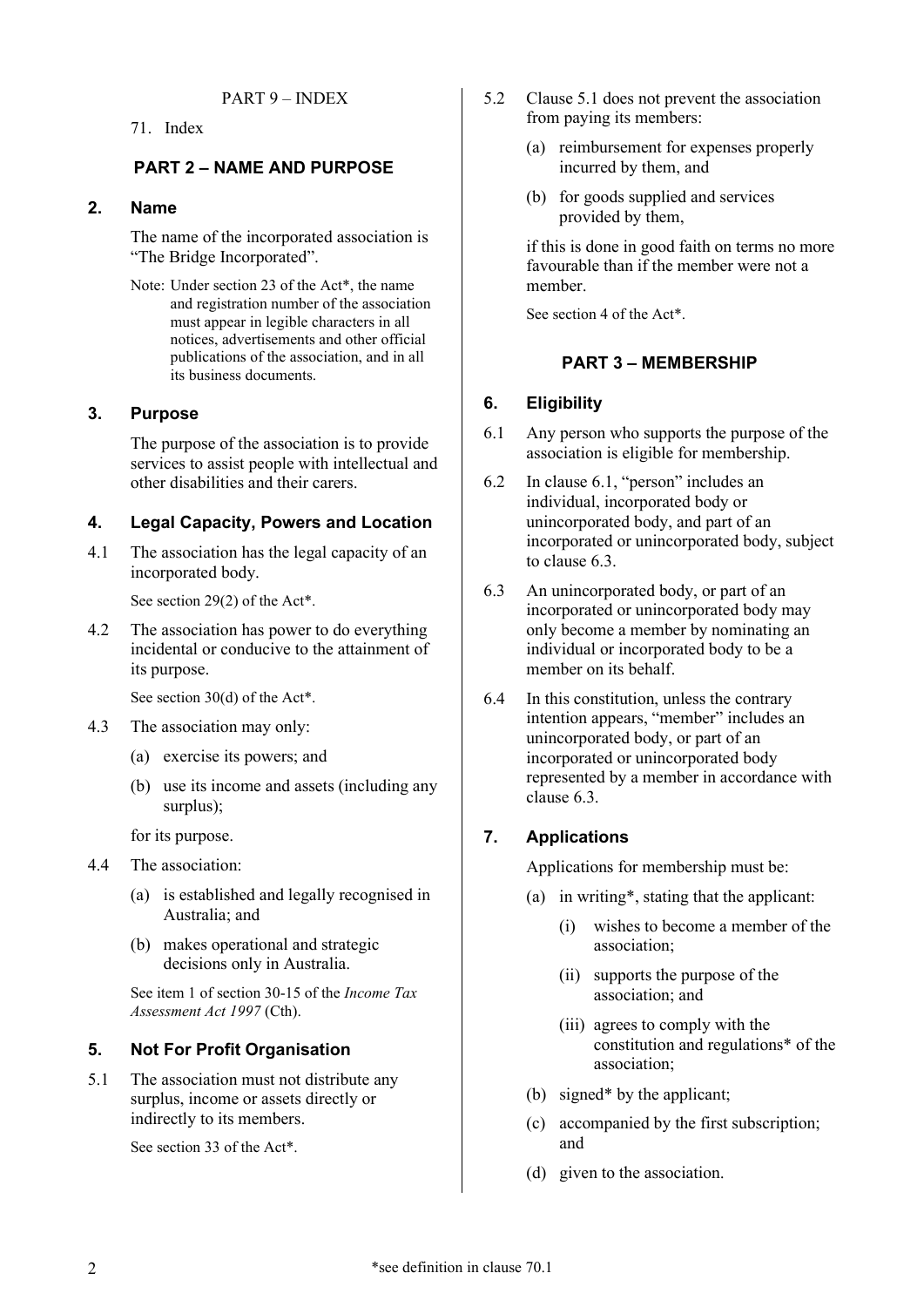PART 9 – INDEX

71. Index

## PART 2 – NAME AND PURPOSE

### 2. Name

The name of the incorporated association is "The Bridge Incorporated".

Note: Under section 23 of the Act*, the name and registration number of the association must appear in legible characters in all notices, advertisements and other official publications of the association, and in all its business documents.

### 3. Purpose

The purpose of the association is to provide services to assist people with intellectual and other disabilities and their carers.

### 4. Legal Capacity, Powers and Location

4.1 The association has the legal capacity of an incorporated body.

See section 29(2) of the Act*.

4.2 The association has power to do everything incidental or conducive to the attainment of its purpose.

See section 30(d) of the Act*.

4.3 The association may only:

(a) exercise its powers; and

(b) use its income and assets (including any surplus);

for its purpose.

4.4 The association:

(a) is established and legally recognised in Australia; and

(b) makes operational and strategic decisions only in Australia.

See item 1 of section 30-15 of the *Income Tax Assessment Act 1997* (Cth).

### 5. Not For Profit Organisation

5.1 The association must not distribute any surplus, income or assets directly or indirectly to its members.

See section 33 of the Act*.

5.2 Clause 5.1 does not prevent the association from paying its members:

(a) reimbursement for expenses properly incurred by them, and

(b) for goods supplied and services provided by them,

if this is done in good faith on terms no more favourable than if the member were not a member.

See section 4 of the Act*.

## PART 3 – MEMBERSHIP

### 6. Eligibility

6.1 Any person who supports the purpose of the association is eligible for membership.

6.2 In clause 6.1, "person" includes an individual, incorporated body or unincorporated body, and part of an incorporated or unincorporated body, subject to clause 6.3.

6.3 An unincorporated body, or part of an incorporated or unincorporated body may only become a member by nominating an individual or incorporated body to be a member on its behalf.

6.4 In this constitution, unless the contrary intention appears, "member" includes an unincorporated body, or part of an incorporated or unincorporated body represented by a member in accordance with clause 6.3.

### 7. Applications

Applications for membership must be:

(a) in writing*, stating that the applicant:

(i) wishes to become a member of the association;

(ii) supports the purpose of the association; and

(iii) agrees to comply with the constitution and regulations* of the association;

(b) signed* by the applicant;

(c) accompanied by the first subscription; and

(d) given to the association.

*see definition in clause 70.1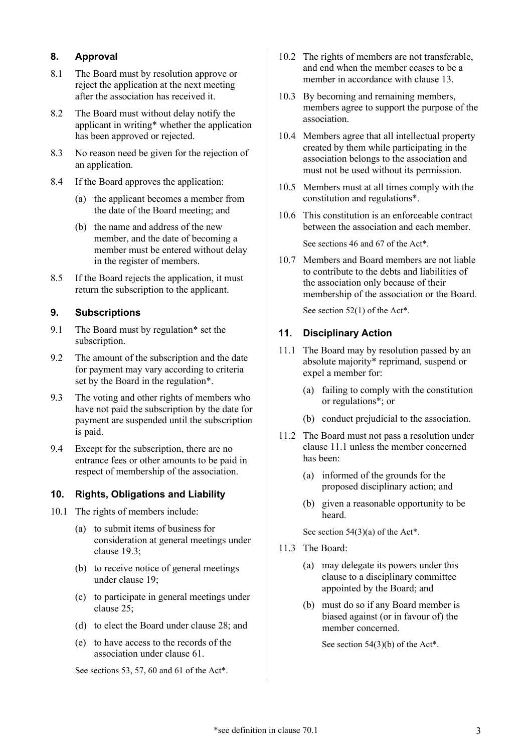## 8. Approval

8.1 The Board must by resolution approve or reject the application at the next meeting after the association has received it.

8.2 The Board must without delay notify the applicant in writing* whether the application has been approved or rejected.

8.3 No reason need be given for the rejection of an application.

8.4 If the Board approves the application:

(a) the applicant becomes a member from the date of the Board meeting; and

(b) the name and address of the new member, and the date of becoming a member must be entered without delay in the register of members.

8.5 If the Board rejects the application, it must return the subscription to the applicant.

## 9. Subscriptions

9.1 The Board must by regulation* set the subscription.

9.2 The amount of the subscription and the date for payment may vary according to criteria set by the Board in the regulation*.

9.3 The voting and other rights of members who have not paid the subscription by the date for payment are suspended until the subscription is paid.

9.4 Except for the subscription, there are no entrance fees or other amounts to be paid in respect of membership of the association.

## 10. Rights, Obligations and Liability

10.1 The rights of members include:

(a) to submit items of business for consideration at general meetings under clause 19.3;

(b) to receive notice of general meetings under clause 19;

(c) to participate in general meetings under clause 25;

(d) to elect the Board under clause 28; and

(e) to have access to the records of the association under clause 61.

See sections 53, 57, 60 and 61 of the Act*.

10.2 The rights of members are not transferable, and end when the member ceases to be a member in accordance with clause 13.

10.3 By becoming and remaining members, members agree to support the purpose of the association.

10.4 Members agree that all intellectual property created by them while participating in the association belongs to the association and must not be used without its permission.

10.5 Members must at all times comply with the constitution and regulations*.

10.6 This constitution is an enforceable contract between the association and each member.

See sections 46 and 67 of the Act*.

10.7 Members and Board members are not liable to contribute to the debts and liabilities of the association only because of their membership of the association or the Board.

See section 52(1) of the Act*.

## 11. Disciplinary Action

11.1 The Board may by resolution passed by an absolute majority* reprimand, suspend or expel a member for:

(a) failing to comply with the constitution or regulations*; or

(b) conduct prejudicial to the association.

11.2 The Board must not pass a resolution under clause 11.1 unless the member concerned has been:

(a) informed of the grounds for the proposed disciplinary action; and

(b) given a reasonable opportunity to be heard.

See section 54(3)(a) of the Act*.

11.3 The Board:

(a) may delegate its powers under this clause to a disciplinary committee appointed by the Board; and

(b) must do so if any Board member is biased against (or in favour of) the member concerned.

See section 54(3)(b) of the Act*.

*see definition in clause 70.1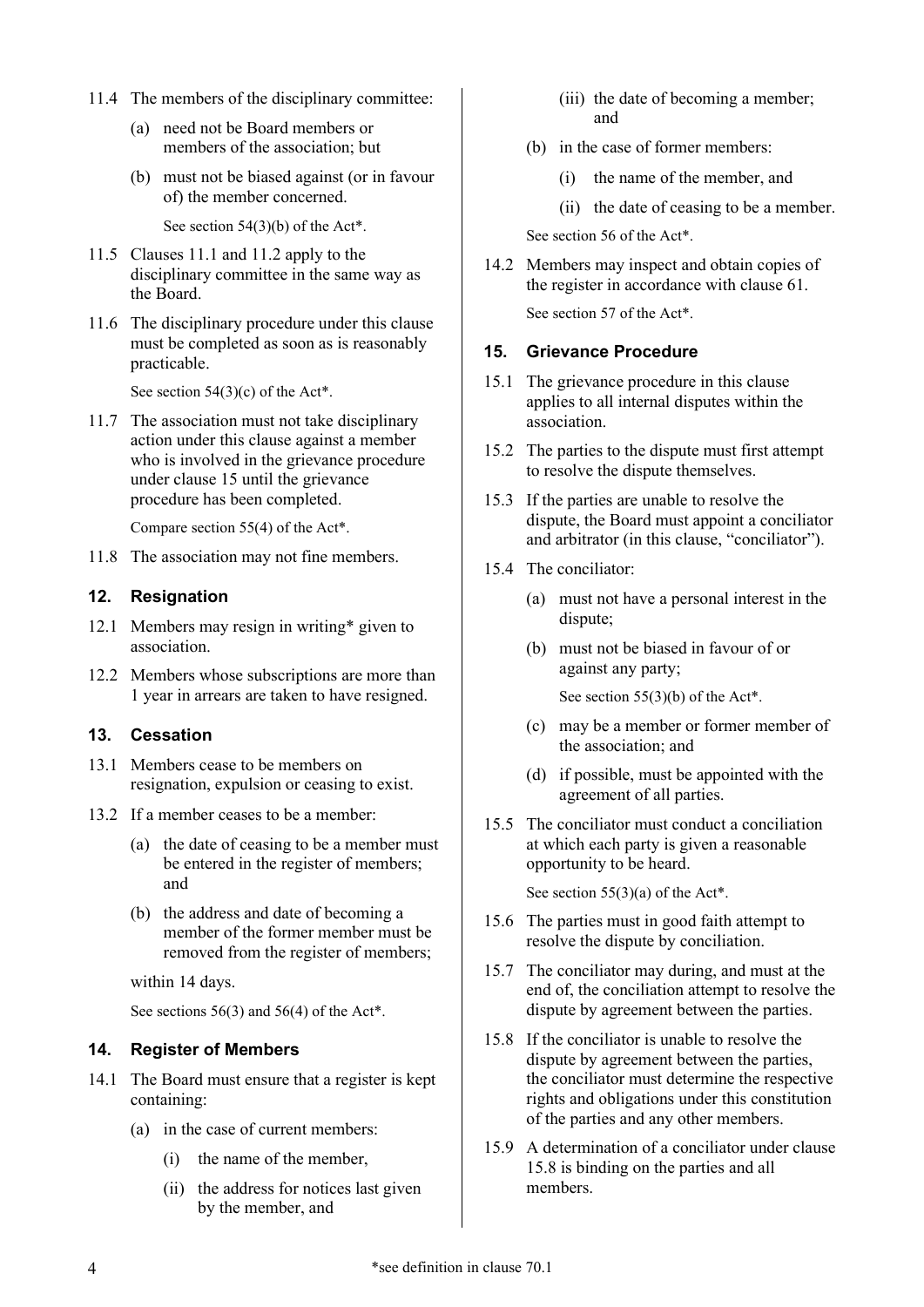11.4 The members of the disciplinary committee:

(a) need not be Board members or members of the association; but

(b) must not be biased against (or in favour of) the member concerned.

See section 54(3)(b) of the Act*.

11.5 Clauses 11.1 and 11.2 apply to the disciplinary committee in the same way as the Board.

11.6 The disciplinary procedure under this clause must be completed as soon as is reasonably practicable.

See section 54(3)(c) of the Act*.

11.7 The association must not take disciplinary action under this clause against a member who is involved in the grievance procedure under clause 15 until the grievance procedure has been completed.

Compare section 55(4) of the Act*.

11.8 The association may not fine members.

## 12. Resignation

12.1 Members may resign in writing* given to association.

12.2 Members whose subscriptions are more than 1 year in arrears are taken to have resigned.

## 13. Cessation

13.1 Members cease to be members on resignation, expulsion or ceasing to exist.

13.2 If a member ceases to be a member:

(a) the date of ceasing to be a member must be entered in the register of members; and

(b) the address and date of becoming a member of the former member must be removed from the register of members;

within 14 days.

See sections 56(3) and 56(4) of the Act*.

## 14. Register of Members

14.1 The Board must ensure that a register is kept containing:

(a) in the case of current members:

(i) the name of the member,

(ii) the address for notices last given by the member, and

(iii) the date of becoming a member; and

(b) in the case of former members:

(i) the name of the member, and

(ii) the date of ceasing to be a member.

See section 56 of the Act*.

14.2 Members may inspect and obtain copies of the register in accordance with clause 61.

See section 57 of the Act*.

## 15. Grievance Procedure

15.1 The grievance procedure in this clause applies to all internal disputes within the association.

15.2 The parties to the dispute must first attempt to resolve the dispute themselves.

15.3 If the parties are unable to resolve the dispute, the Board must appoint a conciliator and arbitrator (in this clause, "conciliator").

15.4 The conciliator:

(a) must not have a personal interest in the dispute;

(b) must not be biased in favour of or against any party;

See section 55(3)(b) of the Act*.

(c) may be a member or former member of the association; and

(d) if possible, must be appointed with the agreement of all parties.

15.5 The conciliator must conduct a conciliation at which each party is given a reasonable opportunity to be heard.

See section 55(3)(a) of the Act*.

15.6 The parties must in good faith attempt to resolve the dispute by conciliation.

15.7 The conciliator may during, and must at the end of, the conciliation attempt to resolve the dispute by agreement between the parties.

15.8 If the conciliator is unable to resolve the dispute by agreement between the parties, the conciliator must determine the respective rights and obligations under this constitution of the parties and any other members.

15.9 A determination of a conciliator under clause 15.8 is binding on the parties and all members.

*see definition in clause 70.1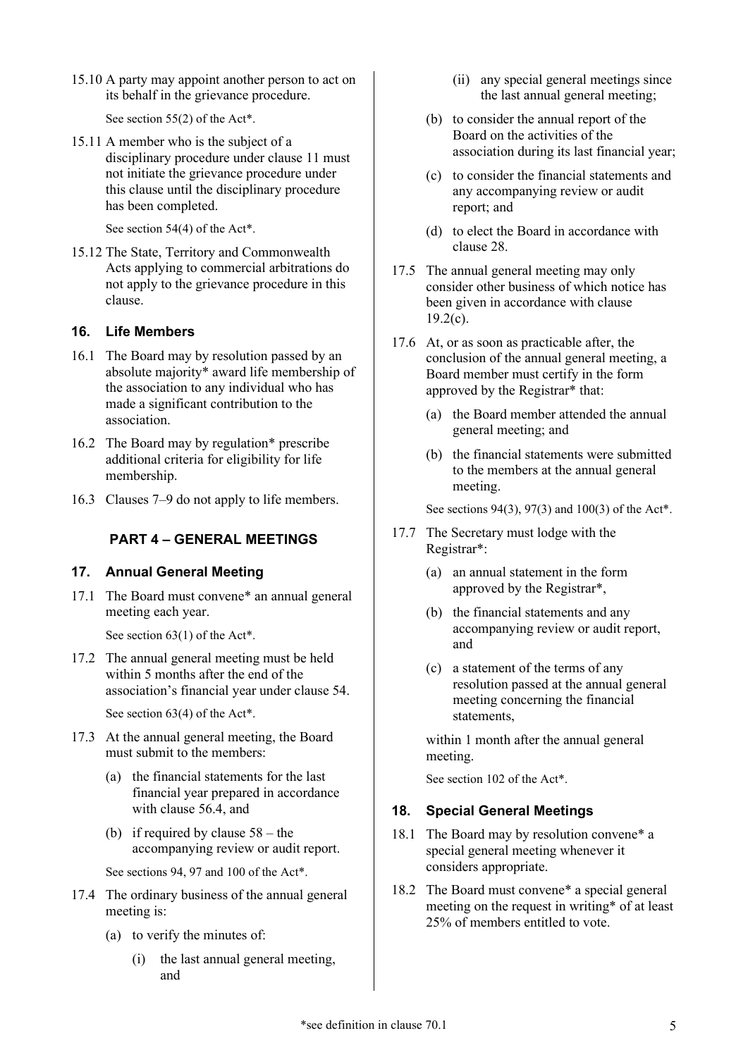15.10 A party may appoint another person to act on its behalf in the grievance procedure.

See section 55(2) of the Act*.

15.11 A member who is the subject of a disciplinary procedure under clause 11 must not initiate the grievance procedure under this clause until the disciplinary procedure has been completed.

See section 54(4) of the Act*.

15.12 The State, Territory and Commonwealth Acts applying to commercial arbitrations do not apply to the grievance procedure in this clause.

### 16. Life Members

16.1 The Board may by resolution passed by an absolute majority* award life membership of the association to any individual who has made a significant contribution to the association.

16.2 The Board may by regulation* prescribe additional criteria for eligibility for life membership.

16.3 Clauses 7–9 do not apply to life members.

## PART 4 – GENERAL MEETINGS

### 17. Annual General Meeting

17.1 The Board must convene* an annual general meeting each year.

See section 63(1) of the Act*.

17.2 The annual general meeting must be held within 5 months after the end of the association's financial year under clause 54.

See section 63(4) of the Act*.

17.3 At the annual general meeting, the Board must submit to the members:

(a) the financial statements for the last financial year prepared in accordance with clause 56.4, and

(b) if required by clause 58 – the accompanying review or audit report.

See sections 94, 97 and 100 of the Act*.

17.4 The ordinary business of the annual general meeting is:

(a) to verify the minutes of:

(i) the last annual general meeting, and

(ii) any special general meetings since the last annual general meeting;

(b) to consider the annual report of the Board on the activities of the association during its last financial year;

(c) to consider the financial statements and any accompanying review or audit report; and

(d) to elect the Board in accordance with clause 28.

17.5 The annual general meeting may only consider other business of which notice has been given in accordance with clause 19.2(c).

17.6 At, or as soon as practicable after, the conclusion of the annual general meeting, a Board member must certify in the form approved by the Registrar* that:

(a) the Board member attended the annual general meeting; and

(b) the financial statements were submitted to the members at the annual general meeting.

See sections 94(3), 97(3) and 100(3) of the Act*.

17.7 The Secretary must lodge with the Registrar*:

(a) an annual statement in the form approved by the Registrar*,

(b) the financial statements and any accompanying review or audit report, and

(c) a statement of the terms of any resolution passed at the annual general meeting concerning the financial statements,

within 1 month after the annual general meeting.

See section 102 of the Act*.

### 18. Special General Meetings

18.1 The Board may by resolution convene* a special general meeting whenever it considers appropriate.

18.2 The Board must convene* a special general meeting on the request in writing* of at least 25% of members entitled to vote.

*see definition in clause 70.1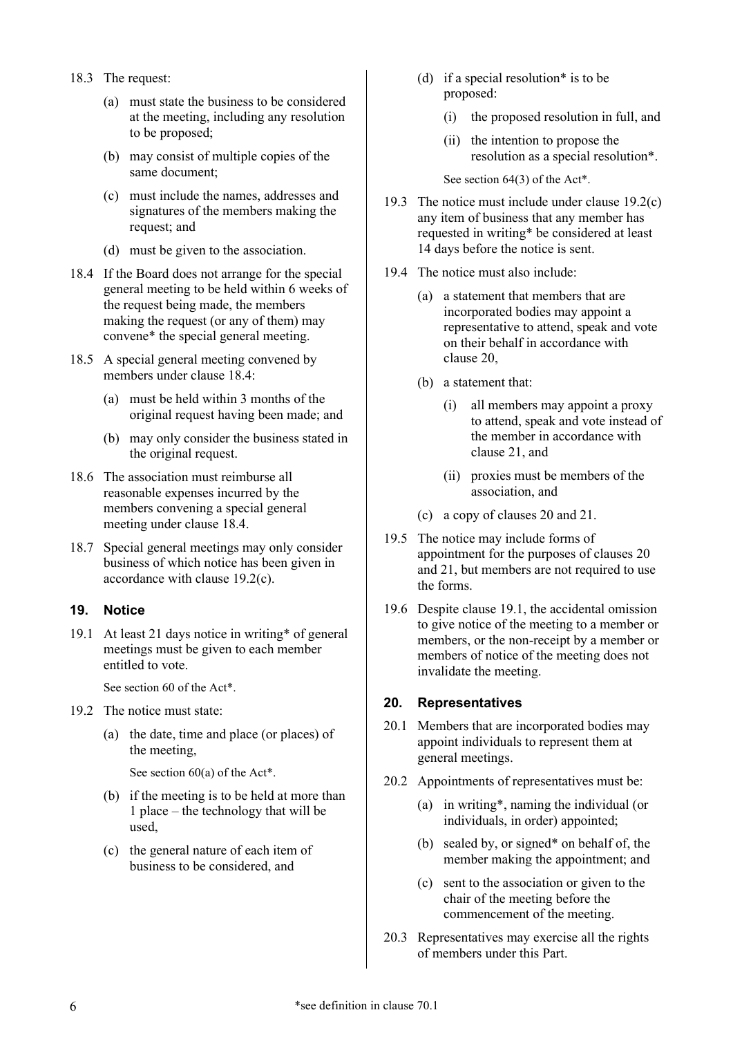18.3 The request:

(a) must state the business to be considered at the meeting, including any resolution to be proposed;

(b) may consist of multiple copies of the same document;

(c) must include the names, addresses and signatures of the members making the request; and

(d) must be given to the association.

18.4 If the Board does not arrange for the special general meeting to be held within 6 weeks of the request being made, the members making the request (or any of them) may convene* the special general meeting.

18.5 A special general meeting convened by members under clause 18.4:

(a) must be held within 3 months of the original request having been made; and

(b) may only consider the business stated in the original request.

18.6 The association must reimburse all reasonable expenses incurred by the members convening a special general meeting under clause 18.4.

18.7 Special general meetings may only consider business of which notice has been given in accordance with clause 19.2(c).

## 19. Notice

19.1 At least 21 days notice in writing* of general meetings must be given to each member entitled to vote.

See section 60 of the Act*.

19.2 The notice must state:

(a) the date, time and place (or places) of the meeting,

See section 60(a) of the Act*.

(b) if the meeting is to be held at more than 1 place – the technology that will be used,

(c) the general nature of each item of business to be considered, and

(d) if a special resolution* is to be proposed:

(i) the proposed resolution in full, and

(ii) the intention to propose the resolution as a special resolution*.

See section 64(3) of the Act*.

19.3 The notice must include under clause 19.2(c) any item of business that any member has requested in writing* be considered at least 14 days before the notice is sent.

19.4 The notice must also include:

(a) a statement that members that are incorporated bodies may appoint a representative to attend, speak and vote on their behalf in accordance with clause 20,

(b) a statement that:

(i) all members may appoint a proxy to attend, speak and vote instead of the member in accordance with clause 21, and

(ii) proxies must be members of the association, and

(c) a copy of clauses 20 and 21.

19.5 The notice may include forms of appointment for the purposes of clauses 20 and 21, but members are not required to use the forms.

19.6 Despite clause 19.1, the accidental omission to give notice of the meeting to a member or members, or the non-receipt by a member or members of notice of the meeting does not invalidate the meeting.

## 20. Representatives

20.1 Members that are incorporated bodies may appoint individuals to represent them at general meetings.

20.2 Appointments of representatives must be:

(a) in writing*, naming the individual (or individuals, in order) appointed;

(b) sealed by, or signed* on behalf of, the member making the appointment; and

(c) sent to the association or given to the chair of the meeting before the commencement of the meeting.

20.3 Representatives may exercise all the rights of members under this Part.

*see definition in clause 70.1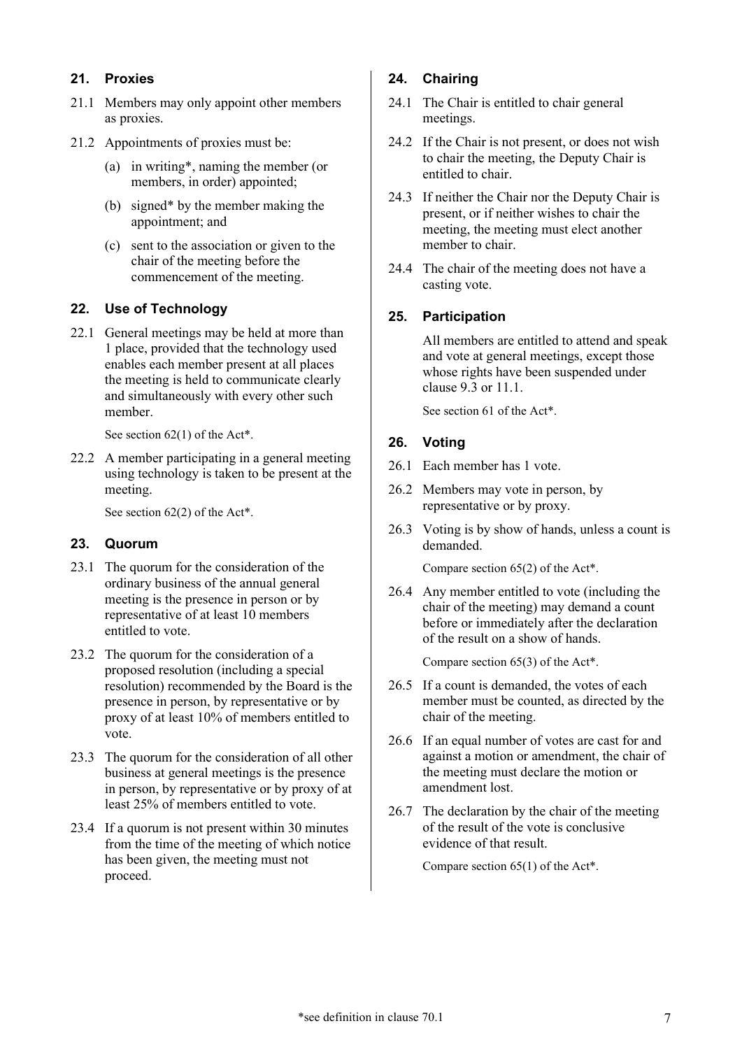## 21. Proxies

21.1 Members may only appoint other members as proxies.

21.2 Appointments of proxies must be:

(a) in writing*, naming the member (or members, in order) appointed;

(b) signed* by the member making the appointment; and

(c) sent to the association or given to the chair of the meeting before the commencement of the meeting.

## 22. Use of Technology

22.1 General meetings may be held at more than 1 place, provided that the technology used enables each member present at all places the meeting is held to communicate clearly and simultaneously with every other such member.

See section 62(1) of the Act*.

22.2 A member participating in a general meeting using technology is taken to be present at the meeting.

See section 62(2) of the Act*.

## 23. Quorum

23.1 The quorum for the consideration of the ordinary business of the annual general meeting is the presence in person or by representative of at least 10 members entitled to vote.

23.2 The quorum for the consideration of a proposed resolution (including a special resolution) recommended by the Board is the presence in person, by representative or by proxy of at least 10% of members entitled to vote.

23.3 The quorum for the consideration of all other business at general meetings is the presence in person, by representative or by proxy of at least 25% of members entitled to vote.

23.4 If a quorum is not present within 30 minutes from the time of the meeting of which notice has been given, the meeting must not proceed.

## 24. Chairing

24.1 The Chair is entitled to chair general meetings.

24.2 If the Chair is not present, or does not wish to chair the meeting, the Deputy Chair is entitled to chair.

24.3 If neither the Chair nor the Deputy Chair is present, or if neither wishes to chair the meeting, the meeting must elect another member to chair.

24.4 The chair of the meeting does not have a casting vote.

## 25. Participation

All members are entitled to attend and speak and vote at general meetings, except those whose rights have been suspended under clause 9.3 or 11.1.

See section 61 of the Act*.

## 26. Voting

26.1 Each member has 1 vote.

26.2 Members may vote in person, by representative or by proxy.

26.3 Voting is by show of hands, unless a count is demanded.

Compare section 65(2) of the Act*.

26.4 Any member entitled to vote (including the chair of the meeting) may demand a count before or immediately after the declaration of the result on a show of hands.

Compare section 65(3) of the Act*.

26.5 If a count is demanded, the votes of each member must be counted, as directed by the chair of the meeting.

26.6 If an equal number of votes are cast for and against a motion or amendment, the chair of the meeting must declare the motion or amendment lost.

26.7 The declaration by the chair of the meeting of the result of the vote is conclusive evidence of that result.

Compare section 65(1) of the Act*.

*see definition in clause 70.1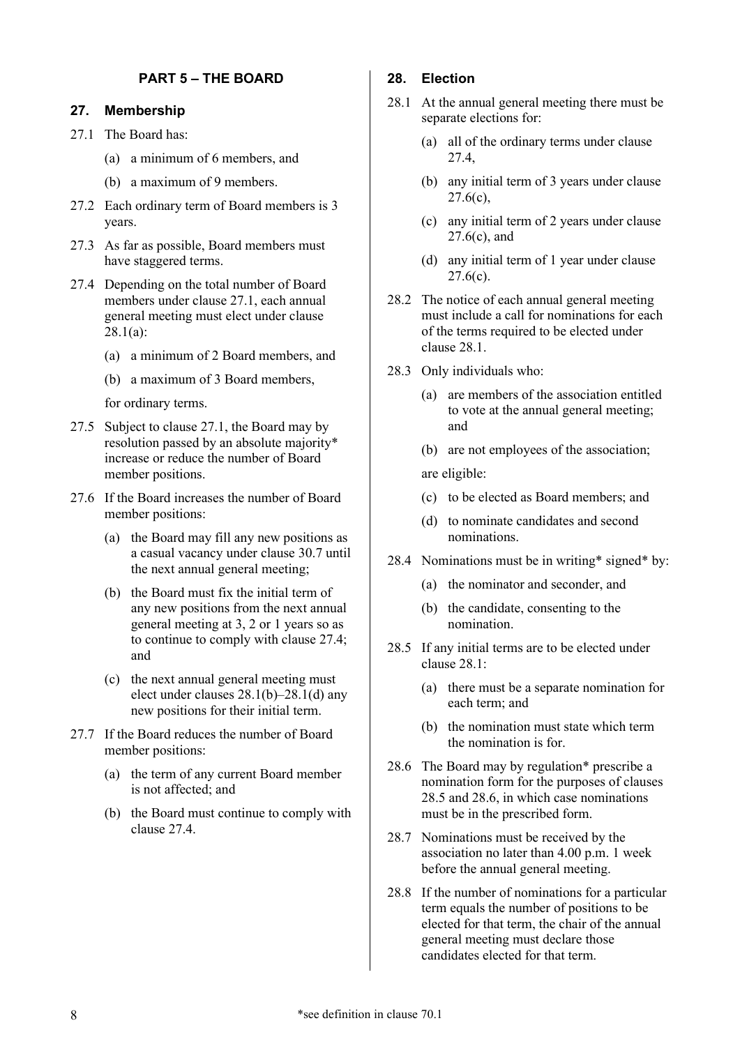## PART 5 – THE BOARD

### 27. Membership

27.1 The Board has:

(a) a minimum of 6 members, and

(b) a maximum of 9 members.

27.2 Each ordinary term of Board members is 3 years.

27.3 As far as possible, Board members must have staggered terms.

27.4 Depending on the total number of Board members under clause 27.1, each annual general meeting must elect under clause 28.1(a):

(a) a minimum of 2 Board members, and

(b) a maximum of 3 Board members,

for ordinary terms.

27.5 Subject to clause 27.1, the Board may by resolution passed by an absolute majority* increase or reduce the number of Board member positions.

27.6 If the Board increases the number of Board member positions:

(a) the Board may fill any new positions as a casual vacancy under clause 30.7 until the next annual general meeting;

(b) the Board must fix the initial term of any new positions from the next annual general meeting at 3, 2 or 1 years so as to continue to comply with clause 27.4; and

(c) the next annual general meeting must elect under clauses 28.1(b)–28.1(d) any new positions for their initial term.

27.7 If the Board reduces the number of Board member positions:

(a) the term of any current Board member is not affected; and

(b) the Board must continue to comply with clause 27.4.

### 28. Election

28.1 At the annual general meeting there must be separate elections for:

(a) all of the ordinary terms under clause 27.4,

(b) any initial term of 3 years under clause 27.6(c),

(c) any initial term of 2 years under clause 27.6(c), and

(d) any initial term of 1 year under clause 27.6(c).

28.2 The notice of each annual general meeting must include a call for nominations for each of the terms required to be elected under clause 28.1.

28.3 Only individuals who:

(a) are members of the association entitled to vote at the annual general meeting; and

(b) are not employees of the association;

are eligible:

(c) to be elected as Board members; and

(d) to nominate candidates and second nominations.

28.4 Nominations must be in writing* signed* by:

(a) the nominator and seconder, and

(b) the candidate, consenting to the nomination.

28.5 If any initial terms are to be elected under clause 28.1:

(a) there must be a separate nomination for each term; and

(b) the nomination must state which term the nomination is for.

28.6 The Board may by regulation* prescribe a nomination form for the purposes of clauses 28.5 and 28.6, in which case nominations must be in the prescribed form.

28.7 Nominations must be received by the association no later than 4.00 p.m. 1 week before the annual general meeting.

28.8 If the number of nominations for a particular term equals the number of positions to be elected for that term, the chair of the annual general meeting must declare those candidates elected for that term.

*see definition in clause 70.1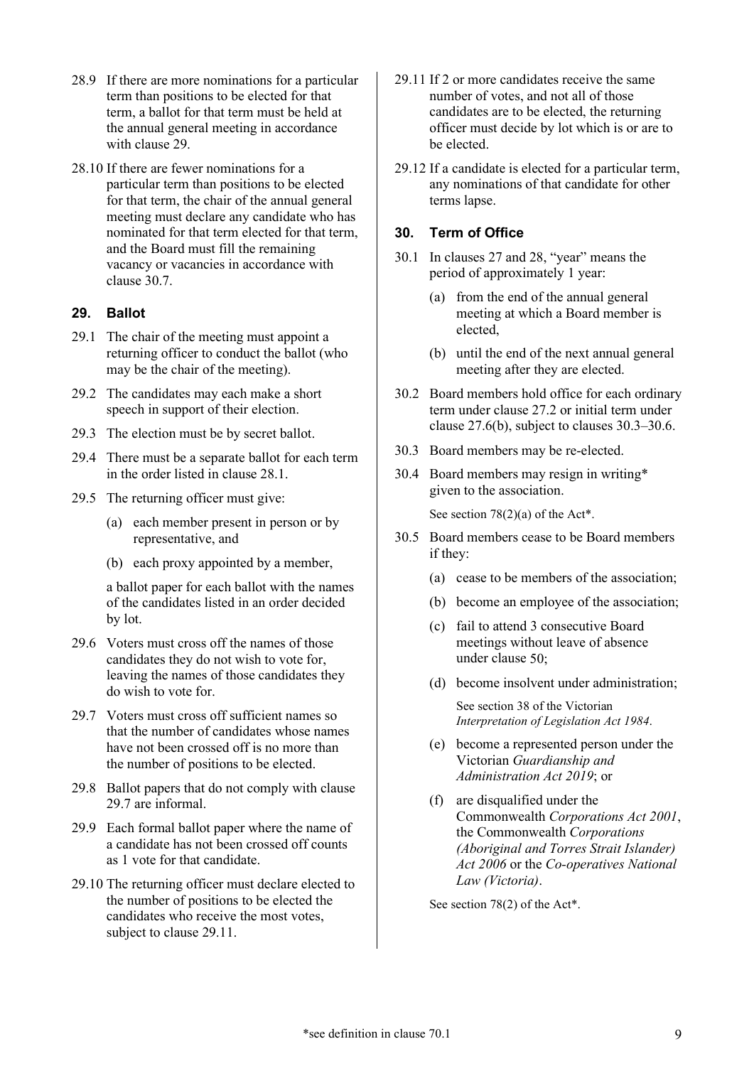28.9 If there are more nominations for a particular term than positions to be elected for that term, a ballot for that term must be held at the annual general meeting in accordance with clause 29.

28.10 If there are fewer nominations for a particular term than positions to be elected for that term, the chair of the annual general meeting must declare any candidate who has nominated for that term elected for that term, and the Board must fill the remaining vacancy or vacancies in accordance with clause 30.7.

## 29. Ballot

29.1 The chair of the meeting must appoint a returning officer to conduct the ballot (who may be the chair of the meeting).

29.2 The candidates may each make a short speech in support of their election.

29.3 The election must be by secret ballot.

29.4 There must be a separate ballot for each term in the order listed in clause 28.1.

29.5 The returning officer must give:

(a) each member present in person or by representative, and

(b) each proxy appointed by a member,

a ballot paper for each ballot with the names of the candidates listed in an order decided by lot.

29.6 Voters must cross off the names of those candidates they do not wish to vote for, leaving the names of those candidates they do wish to vote for.

29.7 Voters must cross off sufficient names so that the number of candidates whose names have not been crossed off is no more than the number of positions to be elected.

29.8 Ballot papers that do not comply with clause 29.7 are informal.

29.9 Each formal ballot paper where the name of a candidate has not been crossed off counts as 1 vote for that candidate.

29.10 The returning officer must declare elected to the number of positions to be elected the candidates who receive the most votes, subject to clause 29.11.

29.11 If 2 or more candidates receive the same number of votes, and not all of those candidates are to be elected, the returning officer must decide by lot which is or are to be elected.

29.12 If a candidate is elected for a particular term, any nominations of that candidate for other terms lapse.

## 30. Term of Office

30.1 In clauses 27 and 28, "year" means the period of approximately 1 year:

(a) from the end of the annual general meeting at which a Board member is elected,

(b) until the end of the next annual general meeting after they are elected.

30.2 Board members hold office for each ordinary term under clause 27.2 or initial term under clause 27.6(b), subject to clauses 30.3–30.6.

30.3 Board members may be re-elected.

30.4 Board members may resign in writing* given to the association.

See section 78(2)(a) of the Act*.

30.5 Board members cease to be Board members if they:

(a) cease to be members of the association;

(b) become an employee of the association;

(c) fail to attend 3 consecutive Board meetings without leave of absence under clause 50;

(d) become insolvent under administration;

See section 38 of the Victorian *Interpretation of Legislation Act 1984*.

(e) become a represented person under the Victorian *Guardianship and Administration Act 2019*; or

(f) are disqualified under the Commonwealth *Corporations Act 2001*, the Commonwealth *Corporations (Aboriginal and Torres Strait Islander) Act 2006* or the *Co-operatives National Law (Victoria)*.

See section 78(2) of the Act*.

\*see definition in clause 70.1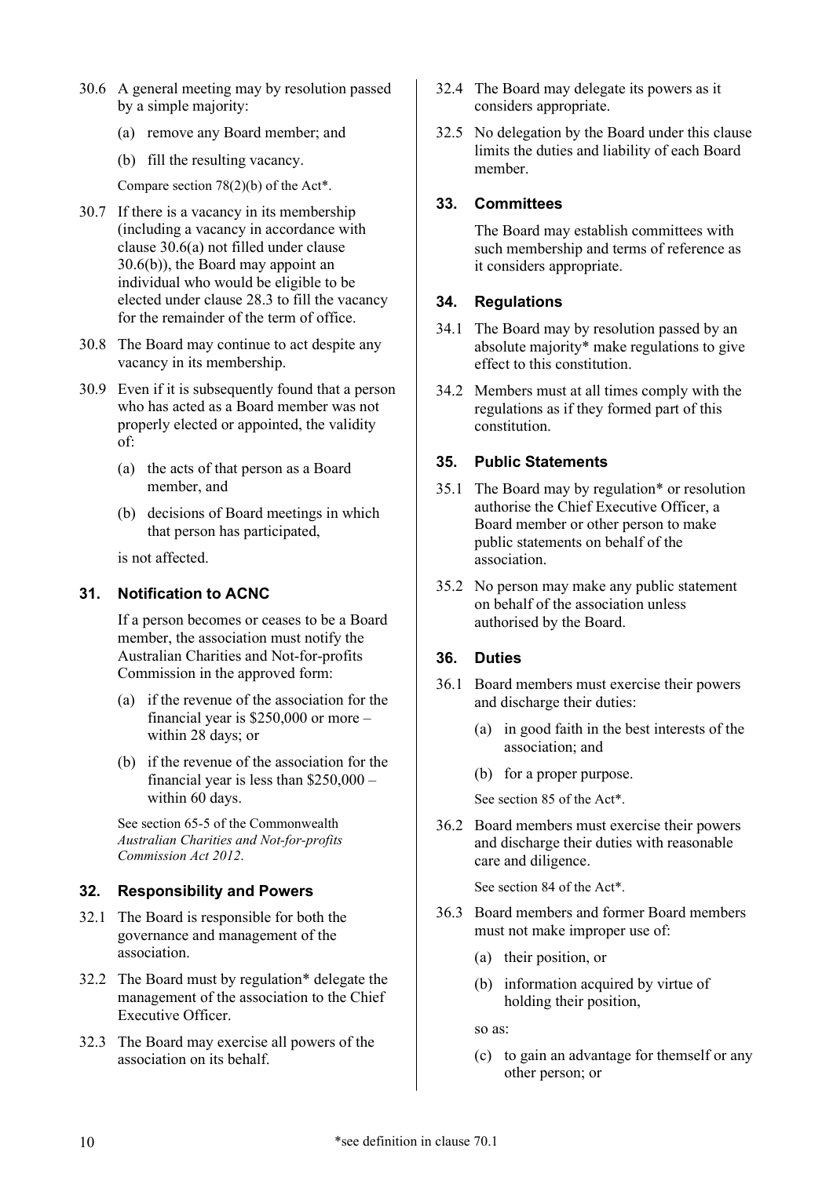30.6 A general meeting may by resolution passed by a simple majority:

(a) remove any Board member; and

(b) fill the resulting vacancy.

Compare section 78(2)(b) of the Act*.

30.7 If there is a vacancy in its membership (including a vacancy in accordance with clause 30.6(a) not filled under clause 30.6(b)), the Board may appoint an individual who would be eligible to be elected under clause 28.3 to fill the vacancy for the remainder of the term of office.

30.8 The Board may continue to act despite any vacancy in its membership.

30.9 Even if it is subsequently found that a person who has acted as a Board member was not properly elected or appointed, the validity of:

(a) the acts of that person as a Board member, and

(b) decisions of Board meetings in which that person has participated,

is not affected.

### 31. Notification to ACNC

If a person becomes or ceases to be a Board member, the association must notify the Australian Charities and Not-for-profits Commission in the approved form:

(a) if the revenue of the association for the financial year is $250,000 or more – within 28 days; or

(b) if the revenue of the association for the financial year is less than $250,000 – within 60 days.

See section 65-5 of the Commonwealth *Australian Charities and Not-for-profits Commission Act 2012*.

### 32. Responsibility and Powers

32.1 The Board is responsible for both the governance and management of the association.

32.2 The Board must by regulation* delegate the management of the association to the Chief Executive Officer.

32.3 The Board may exercise all powers of the association on its behalf.

32.4 The Board may delegate its powers as it considers appropriate.

32.5 No delegation by the Board under this clause limits the duties and liability of each Board member.

### 33. Committees

The Board may establish committees with such membership and terms of reference as it considers appropriate.

### 34. Regulations

34.1 The Board may by resolution passed by an absolute majority* make regulations to give effect to this constitution.

34.2 Members must at all times comply with the regulations as if they formed part of this constitution.

### 35. Public Statements

35.1 The Board may by regulation* or resolution authorise the Chief Executive Officer, a Board member or other person to make public statements on behalf of the association.

35.2 No person may make any public statement on behalf of the association unless authorised by the Board.

### 36. Duties

36.1 Board members must exercise their powers and discharge their duties:

(a) in good faith in the best interests of the association; and

(b) for a proper purpose.

See section 85 of the Act*.

36.2 Board members must exercise their powers and discharge their duties with reasonable care and diligence.

See section 84 of the Act*.

36.3 Board members and former Board members must not make improper use of:

(a) their position, or

(b) information acquired by virtue of holding their position,

so as:

(c) to gain an advantage for themself or any other person; or

*see definition in clause 70.1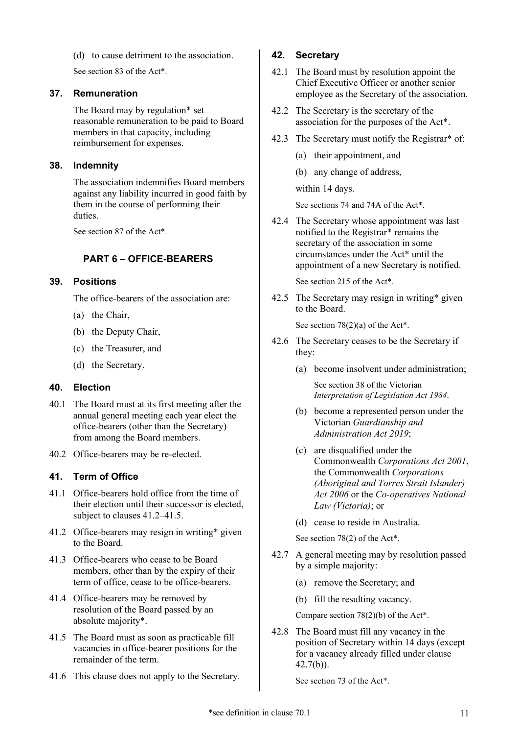(d) to cause detriment to the association.

See section 83 of the Act*.

### 37. Remuneration

The Board may by regulation* set reasonable remuneration to be paid to Board members in that capacity, including reimbursement for expenses.

### 38. Indemnity

The association indemnifies Board members against any liability incurred in good faith by them in the course of performing their duties.

See section 87 of the Act*.

## PART 6 – OFFICE-BEARERS

### 39. Positions

The office-bearers of the association are:

(a) the Chair,

(b) the Deputy Chair,

(c) the Treasurer, and

(d) the Secretary.

### 40. Election

40.1 The Board must at its first meeting after the annual general meeting each year elect the office-bearers (other than the Secretary) from among the Board members.

40.2 Office-bearers may be re-elected.

### 41. Term of Office

41.1 Office-bearers hold office from the time of their election until their successor is elected, subject to clauses 41.2–41.5.

41.2 Office-bearers may resign in writing* given to the Board.

41.3 Office-bearers who cease to be Board members, other than by the expiry of their term of office, cease to be office-bearers.

41.4 Office-bearers may be removed by resolution of the Board passed by an absolute majority*.

41.5 The Board must as soon as practicable fill vacancies in office-bearer positions for the remainder of the term.

41.6 This clause does not apply to the Secretary.

### 42. Secretary

42.1 The Board must by resolution appoint the Chief Executive Officer or another senior employee as the Secretary of the association.

42.2 The Secretary is the secretary of the association for the purposes of the Act*.

42.3 The Secretary must notify the Registrar* of:

(a) their appointment, and

(b) any change of address,

within 14 days.

See sections 74 and 74A of the Act*.

42.4 The Secretary whose appointment was last notified to the Registrar* remains the secretary of the association in some circumstances under the Act* until the appointment of a new Secretary is notified.

See section 215 of the Act*.

42.5 The Secretary may resign in writing* given to the Board.

See section 78(2)(a) of the Act*.

42.6 The Secretary ceases to be the Secretary if they:

(a) become insolvent under administration;

See section 38 of the Victorian *Interpretation of Legislation Act 1984*.

(b) become a represented person under the Victorian *Guardianship and Administration Act 2019*;

(c) are disqualified under the Commonwealth *Corporations Act 2001*, the Commonwealth *Corporations (Aboriginal and Torres Strait Islander) Act 2006* or the *Co-operatives National Law (Victoria)*; or

(d) cease to reside in Australia.

See section 78(2) of the Act*.

42.7 A general meeting may by resolution passed by a simple majority:

(a) remove the Secretary; and

(b) fill the resulting vacancy.

Compare section 78(2)(b) of the Act*.

42.8 The Board must fill any vacancy in the position of Secretary within 14 days (except for a vacancy already filled under clause 42.7(b)).

See section 73 of the Act*.

*see definition in clause 70.1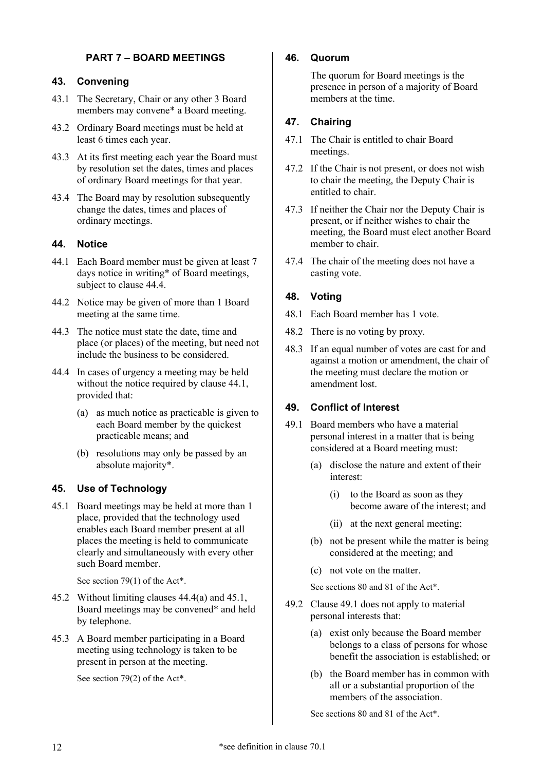## PART 7 – BOARD MEETINGS

### 43. Convening

43.1 The Secretary, Chair or any other 3 Board members may convene* a Board meeting.

43.2 Ordinary Board meetings must be held at least 6 times each year.

43.3 At its first meeting each year the Board must by resolution set the dates, times and places of ordinary Board meetings for that year.

43.4 The Board may by resolution subsequently change the dates, times and places of ordinary meetings.

### 44. Notice

44.1 Each Board member must be given at least 7 days notice in writing* of Board meetings, subject to clause 44.4.

44.2 Notice may be given of more than 1 Board meeting at the same time.

44.3 The notice must state the date, time and place (or places) of the meeting, but need not include the business to be considered.

44.4 In cases of urgency a meeting may be held without the notice required by clause 44.1, provided that:

(a) as much notice as practicable is given to each Board member by the quickest practicable means; and

(b) resolutions may only be passed by an absolute majority*.

### 45. Use of Technology

45.1 Board meetings may be held at more than 1 place, provided that the technology used enables each Board member present at all places the meeting is held to communicate clearly and simultaneously with every other such Board member.

See section 79(1) of the Act*.

45.2 Without limiting clauses 44.4(a) and 45.1, Board meetings may be convened* and held by telephone.

45.3 A Board member participating in a Board meeting using technology is taken to be present in person at the meeting.

See section 79(2) of the Act*.

### 46. Quorum

The quorum for Board meetings is the presence in person of a majority of Board members at the time.

### 47. Chairing

47.1 The Chair is entitled to chair Board meetings.

47.2 If the Chair is not present, or does not wish to chair the meeting, the Deputy Chair is entitled to chair.

47.3 If neither the Chair nor the Deputy Chair is present, or if neither wishes to chair the meeting, the Board must elect another Board member to chair.

47.4 The chair of the meeting does not have a casting vote.

### 48. Voting

48.1 Each Board member has 1 vote.

48.2 There is no voting by proxy.

48.3 If an equal number of votes are cast for and against a motion or amendment, the chair of the meeting must declare the motion or amendment lost.

### 49. Conflict of Interest

49.1 Board members who have a material personal interest in a matter that is being considered at a Board meeting must:

(a) disclose the nature and extent of their interest:

(i) to the Board as soon as they become aware of the interest; and

(ii) at the next general meeting;

(b) not be present while the matter is being considered at the meeting; and

(c) not vote on the matter.

See sections 80 and 81 of the Act*.

49.2 Clause 49.1 does not apply to material personal interests that:

(a) exist only because the Board member belongs to a class of persons for whose benefit the association is established; or

(b) the Board member has in common with all or a substantial proportion of the members of the association.

See sections 80 and 81 of the Act*.

*see definition in clause 70.1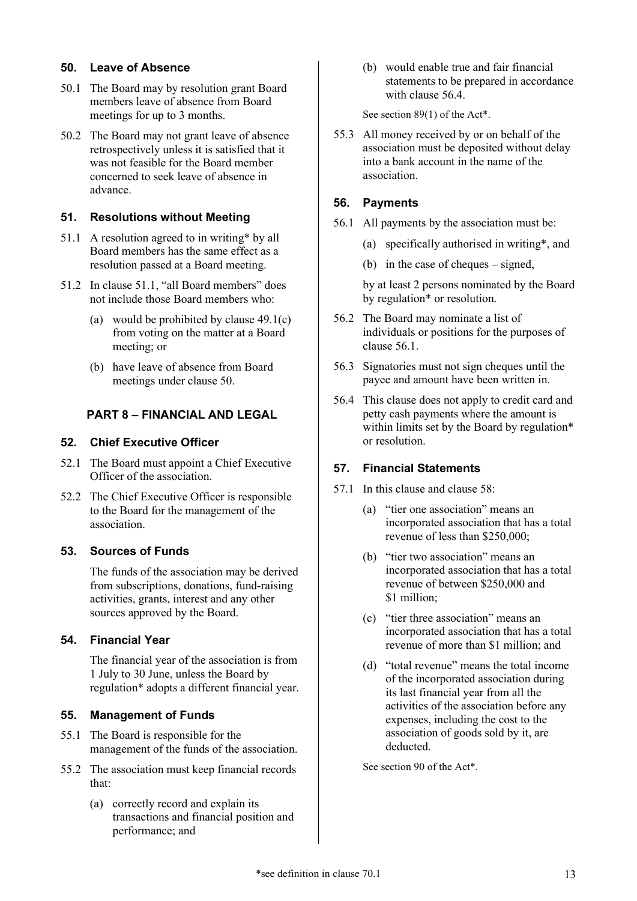## 50. Leave of Absence

50.1 The Board may by resolution grant Board members leave of absence from Board meetings for up to 3 months.

50.2 The Board may not grant leave of absence retrospectively unless it is satisfied that it was not feasible for the Board member concerned to seek leave of absence in advance.

## 51. Resolutions without Meeting

51.1 A resolution agreed to in writing* by all Board members has the same effect as a resolution passed at a Board meeting.

51.2 In clause 51.1, "all Board members" does not include those Board members who:

(a) would be prohibited by clause 49.1(c) from voting on the matter at a Board meeting; or

(b) have leave of absence from Board meetings under clause 50.

# PART 8 – FINANCIAL AND LEGAL

## 52. Chief Executive Officer

52.1 The Board must appoint a Chief Executive Officer of the association.

52.2 The Chief Executive Officer is responsible to the Board for the management of the association.

## 53. Sources of Funds

The funds of the association may be derived from subscriptions, donations, fund-raising activities, grants, interest and any other sources approved by the Board.

## 54. Financial Year

The financial year of the association is from 1 July to 30 June, unless the Board by regulation* adopts a different financial year.

## 55. Management of Funds

55.1 The Board is responsible for the management of the funds of the association.

55.2 The association must keep financial records that:

(a) correctly record and explain its transactions and financial position and performance; and

(b) would enable true and fair financial statements to be prepared in accordance with clause 56.4.

See section 89(1) of the Act*.

55.3 All money received by or on behalf of the association must be deposited without delay into a bank account in the name of the association.

## 56. Payments

56.1 All payments by the association must be:

(a) specifically authorised in writing*, and

(b) in the case of cheques – signed,

by at least 2 persons nominated by the Board by regulation* or resolution.

56.2 The Board may nominate a list of individuals or positions for the purposes of clause 56.1.

56.3 Signatories must not sign cheques until the payee and amount have been written in.

56.4 This clause does not apply to credit card and petty cash payments where the amount is within limits set by the Board by regulation* or resolution.

## 57. Financial Statements

57.1 In this clause and clause 58:

(a) "tier one association" means an incorporated association that has a total revenue of less than $250,000;

(b) "tier two association" means an incorporated association that has a total revenue of between $250,000 and $1 million;

(c) "tier three association" means an incorporated association that has a total revenue of more than $1 million; and

(d) "total revenue" means the total income of the incorporated association during its last financial year from all the activities of the association before any expenses, including the cost to the association of goods sold by it, are deducted.

See section 90 of the Act*.

*see definition in clause 70.1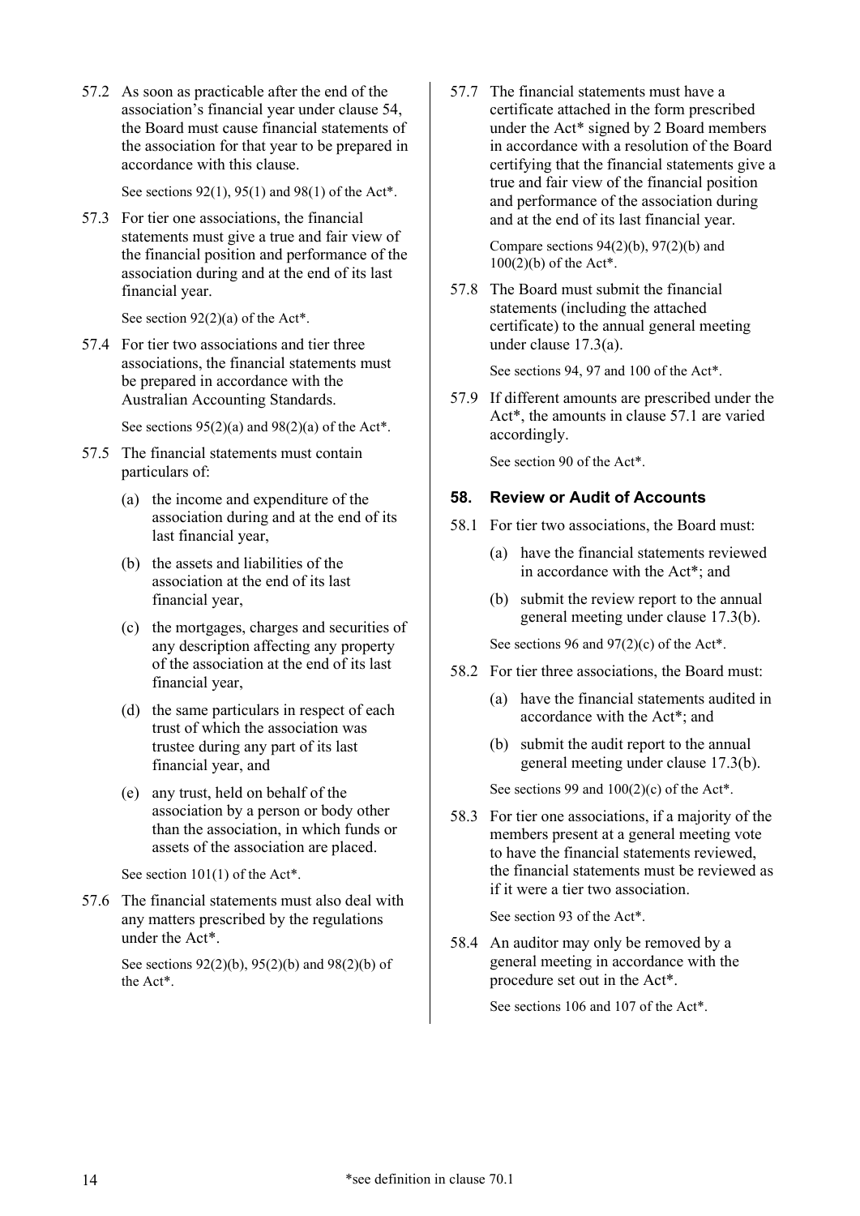57.2 As soon as practicable after the end of the association's financial year under clause 54, the Board must cause financial statements of the association for that year to be prepared in accordance with this clause.

See sections 92(1), 95(1) and 98(1) of the Act*.

57.3 For tier one associations, the financial statements must give a true and fair view of the financial position and performance of the association during and at the end of its last financial year.

See section 92(2)(a) of the Act*.

57.4 For tier two associations and tier three associations, the financial statements must be prepared in accordance with the Australian Accounting Standards.

See sections 95(2)(a) and 98(2)(a) of the Act*.

57.5 The financial statements must contain particulars of:

(a) the income and expenditure of the association during and at the end of its last financial year,

(b) the assets and liabilities of the association at the end of its last financial year,

(c) the mortgages, charges and securities of any description affecting any property of the association at the end of its last financial year,

(d) the same particulars in respect of each trust of which the association was trustee during any part of its last financial year, and

(e) any trust, held on behalf of the association by a person or body other than the association, in which funds or assets of the association are placed.

See section 101(1) of the Act*.

57.6 The financial statements must also deal with any matters prescribed by the regulations under the Act*.

See sections 92(2)(b), 95(2)(b) and 98(2)(b) of the Act*.

57.7 The financial statements must have a certificate attached in the form prescribed under the Act* signed by 2 Board members in accordance with a resolution of the Board certifying that the financial statements give a true and fair view of the financial position and performance of the association during and at the end of its last financial year.

Compare sections 94(2)(b), 97(2)(b) and 100(2)(b) of the Act*.

57.8 The Board must submit the financial statements (including the attached certificate) to the annual general meeting under clause 17.3(a).

See sections 94, 97 and 100 of the Act*.

57.9 If different amounts are prescribed under the Act*, the amounts in clause 57.1 are varied accordingly.

See section 90 of the Act*.

## 58. Review or Audit of Accounts

58.1 For tier two associations, the Board must:

(a) have the financial statements reviewed in accordance with the Act*; and

(b) submit the review report to the annual general meeting under clause 17.3(b).

See sections 96 and 97(2)(c) of the Act*.

58.2 For tier three associations, the Board must:

(a) have the financial statements audited in accordance with the Act*; and

(b) submit the audit report to the annual general meeting under clause 17.3(b).

See sections 99 and 100(2)(c) of the Act*.

58.3 For tier one associations, if a majority of the members present at a general meeting vote to have the financial statements reviewed, the financial statements must be reviewed as if it were a tier two association.

See section 93 of the Act*.

58.4 An auditor may only be removed by a general meeting in accordance with the procedure set out in the Act*.

See sections 106 and 107 of the Act*.

*see definition in clause 70.1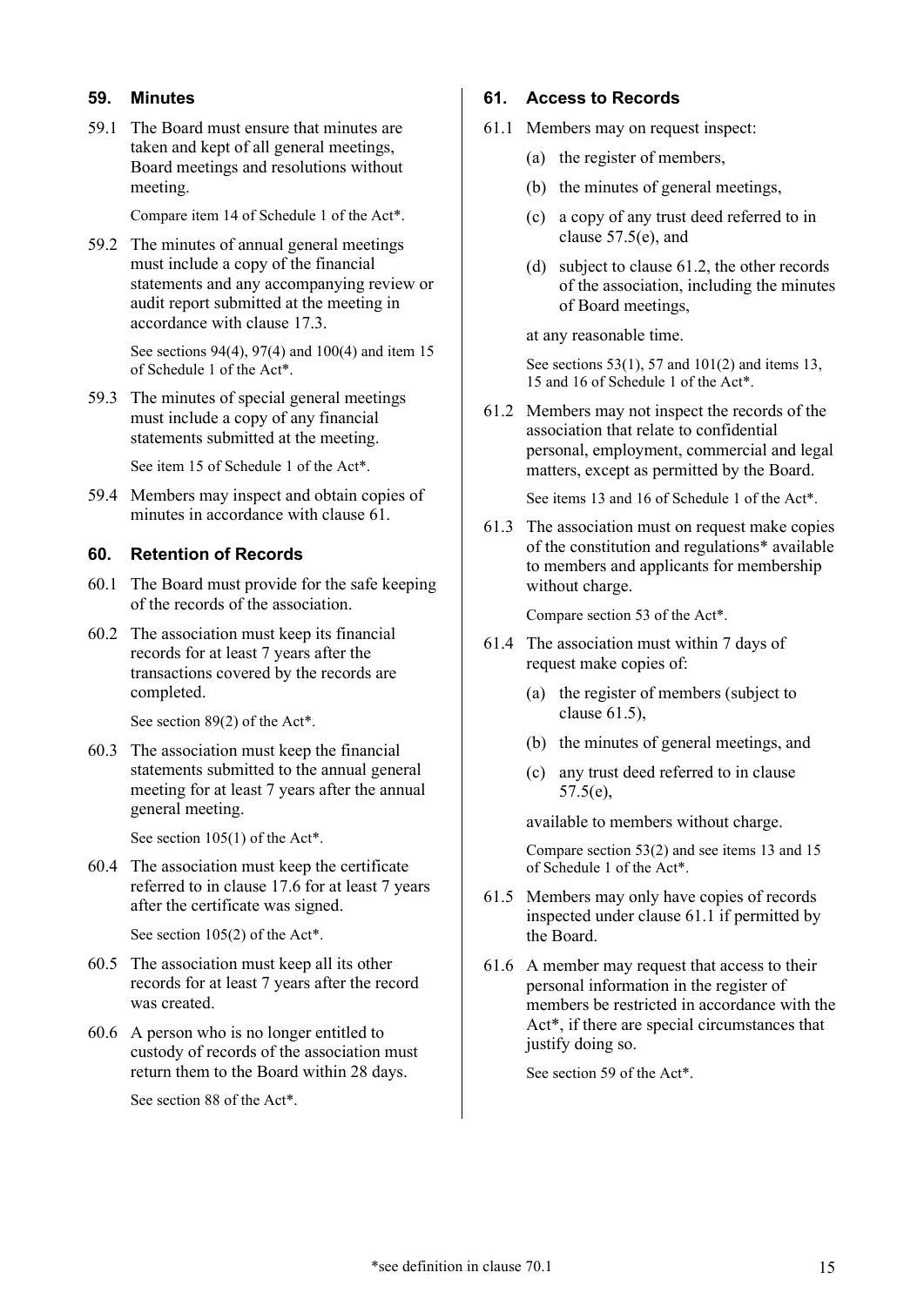## 59. Minutes

59.1 The Board must ensure that minutes are taken and kept of all general meetings, Board meetings and resolutions without meeting.

Compare item 14 of Schedule 1 of the Act*.

59.2 The minutes of annual general meetings must include a copy of the financial statements and any accompanying review or audit report submitted at the meeting in accordance with clause 17.3.

See sections 94(4), 97(4) and 100(4) and item 15 of Schedule 1 of the Act*.

59.3 The minutes of special general meetings must include a copy of any financial statements submitted at the meeting.

See item 15 of Schedule 1 of the Act*.

59.4 Members may inspect and obtain copies of minutes in accordance with clause 61.

## 60. Retention of Records

60.1 The Board must provide for the safe keeping of the records of the association.

60.2 The association must keep its financial records for at least 7 years after the transactions covered by the records are completed.

See section 89(2) of the Act*.

60.3 The association must keep the financial statements submitted to the annual general meeting for at least 7 years after the annual general meeting.

See section 105(1) of the Act*.

60.4 The association must keep the certificate referred to in clause 17.6 for at least 7 years after the certificate was signed.

See section 105(2) of the Act*.

60.5 The association must keep all its other records for at least 7 years after the record was created.

60.6 A person who is no longer entitled to custody of records of the association must return them to the Board within 28 days.

See section 88 of the Act*.

## 61. Access to Records

61.1 Members may on request inspect:

(a) the register of members,

(b) the minutes of general meetings,

(c) a copy of any trust deed referred to in clause 57.5(e), and

(d) subject to clause 61.2, the other records of the association, including the minutes of Board meetings,

at any reasonable time.

See sections 53(1), 57 and 101(2) and items 13, 15 and 16 of Schedule 1 of the Act*.

61.2 Members may not inspect the records of the association that relate to confidential personal, employment, commercial and legal matters, except as permitted by the Board.

See items 13 and 16 of Schedule 1 of the Act*.

61.3 The association must on request make copies of the constitution and regulations* available to members and applicants for membership without charge.

Compare section 53 of the Act*.

61.4 The association must within 7 days of request make copies of:

(a) the register of members (subject to clause 61.5),

(b) the minutes of general meetings, and

(c) any trust deed referred to in clause 57.5(e),

available to members without charge.

Compare section 53(2) and see items 13 and 15 of Schedule 1 of the Act*.

61.5 Members may only have copies of records inspected under clause 61.1 if permitted by the Board.

61.6 A member may request that access to their personal information in the register of members be restricted in accordance with the Act*, if there are special circumstances that justify doing so.

See section 59 of the Act*.

*see definition in clause 70.1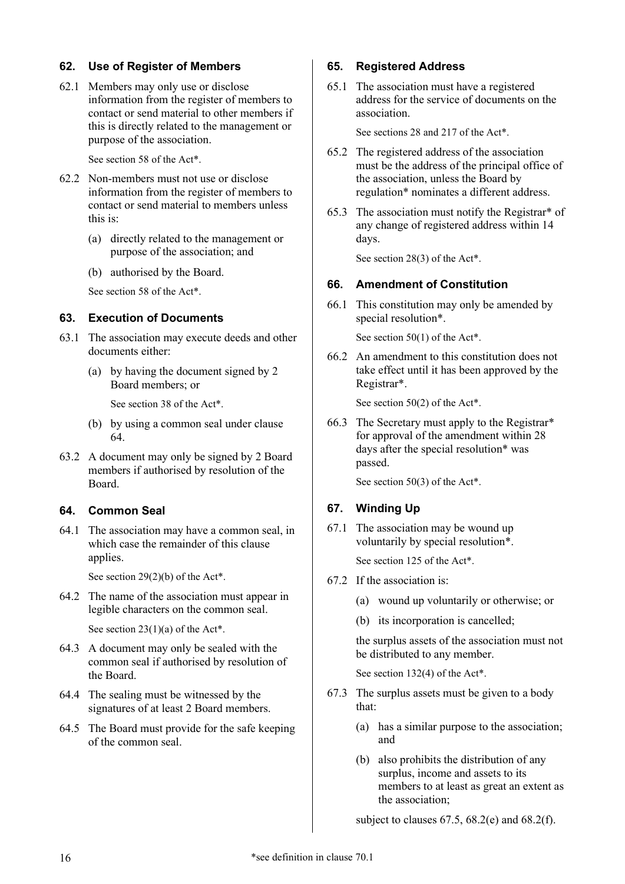## 62. Use of Register of Members

62.1 Members may only use or disclose information from the register of members to contact or send material to other members if this is directly related to the management or purpose of the association.

See section 58 of the Act*.

62.2 Non-members must not use or disclose information from the register of members to contact or send material to members unless this is:

(a) directly related to the management or purpose of the association; and

(b) authorised by the Board.

See section 58 of the Act*.

## 63. Execution of Documents

63.1 The association may execute deeds and other documents either:

(a) by having the document signed by 2 Board members; or

See section 38 of the Act*.

(b) by using a common seal under clause 64.

63.2 A document may only be signed by 2 Board members if authorised by resolution of the Board.

## 64. Common Seal

64.1 The association may have a common seal, in which case the remainder of this clause applies.

See section 29(2)(b) of the Act*.

64.2 The name of the association must appear in legible characters on the common seal.

See section 23(1)(a) of the Act*.

64.3 A document may only be sealed with the common seal if authorised by resolution of the Board.

64.4 The sealing must be witnessed by the signatures of at least 2 Board members.

64.5 The Board must provide for the safe keeping of the common seal.

## 65. Registered Address

65.1 The association must have a registered address for the service of documents on the association.

See sections 28 and 217 of the Act*.

65.2 The registered address of the association must be the address of the principal office of the association, unless the Board by regulation* nominates a different address.

65.3 The association must notify the Registrar* of any change of registered address within 14 days.

See section 28(3) of the Act*.

## 66. Amendment of Constitution

66.1 This constitution may only be amended by special resolution*.

See section 50(1) of the Act*.

66.2 An amendment to this constitution does not take effect until it has been approved by the Registrar*.

See section 50(2) of the Act*.

66.3 The Secretary must apply to the Registrar* for approval of the amendment within 28 days after the special resolution* was passed.

See section 50(3) of the Act*.

## 67. Winding Up

67.1 The association may be wound up voluntarily by special resolution*.

See section 125 of the Act*.

67.2 If the association is:

(a) wound up voluntarily or otherwise; or

(b) its incorporation is cancelled;

the surplus assets of the association must not be distributed to any member.

See section 132(4) of the Act*.

67.3 The surplus assets must be given to a body that:

(a) has a similar purpose to the association; and

(b) also prohibits the distribution of any surplus, income and assets to its members to at least as great an extent as the association;

subject to clauses 67.5, 68.2(e) and 68.2(f).

*see definition in clause 70.1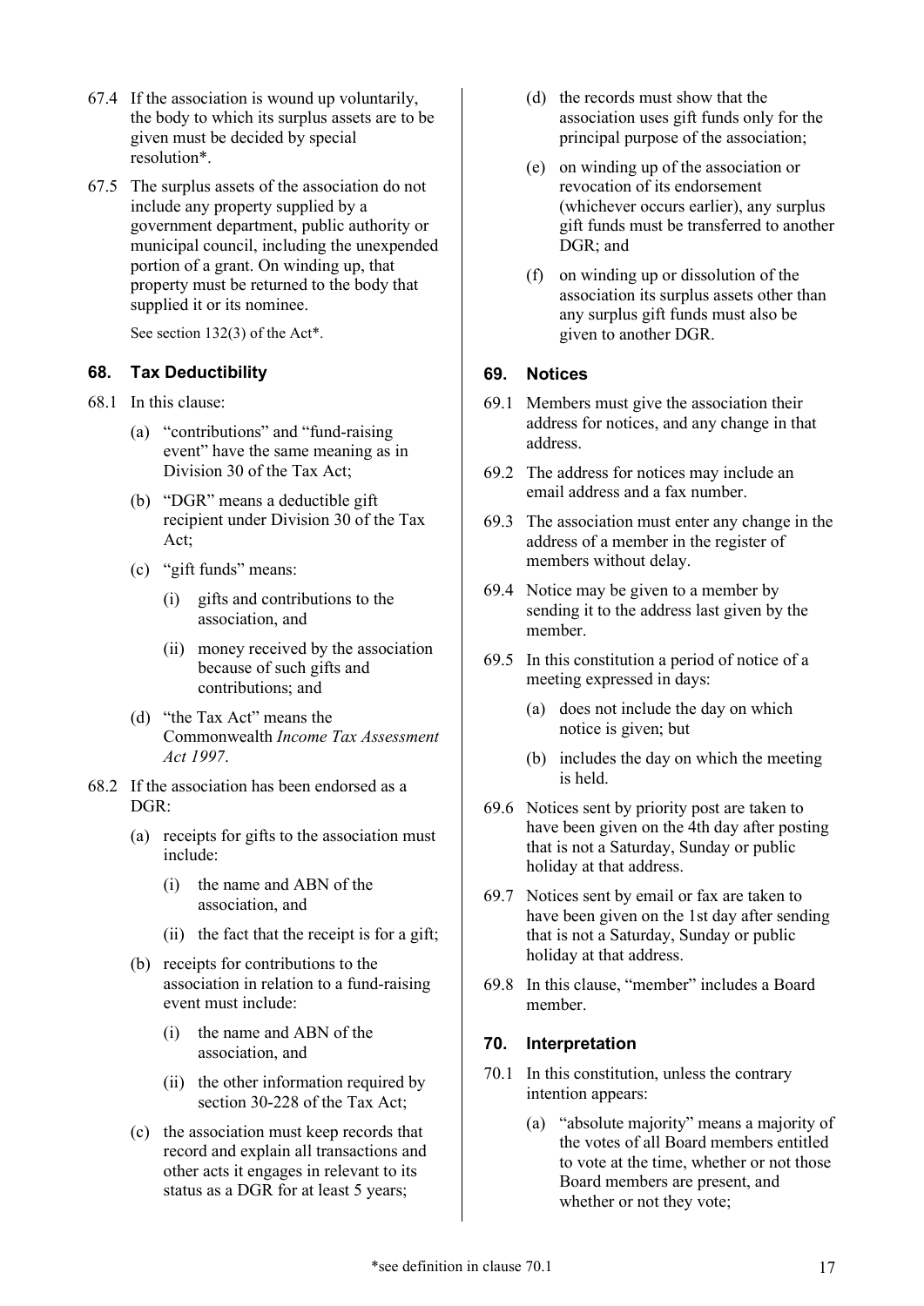67.4 If the association is wound up voluntarily, the body to which its surplus assets are to be given must be decided by special resolution*.

67.5 The surplus assets of the association do not include any property supplied by a government department, public authority or municipal council, including the unexpended portion of a grant. On winding up, that property must be returned to the body that supplied it or its nominee.

See section 132(3) of the Act*.

## 68. Tax Deductibility

68.1 In this clause:

(a) "contributions" and "fund-raising event" have the same meaning as in Division 30 of the Tax Act;

(b) "DGR" means a deductible gift recipient under Division 30 of the Tax Act;

(c) "gift funds" means:

(i) gifts and contributions to the association, and

(ii) money received by the association because of such gifts and contributions; and

(d) "the Tax Act" means the Commonwealth *Income Tax Assessment Act 1997*.

68.2 If the association has been endorsed as a DGR:

(a) receipts for gifts to the association must include:

(i) the name and ABN of the association, and

(ii) the fact that the receipt is for a gift;

(b) receipts for contributions to the association in relation to a fund-raising event must include:

(i) the name and ABN of the association, and

(ii) the other information required by section 30-228 of the Tax Act;

(c) the association must keep records that record and explain all transactions and other acts it engages in relevant to its status as a DGR for at least 5 years;

(d) the records must show that the association uses gift funds only for the principal purpose of the association;

(e) on winding up of the association or revocation of its endorsement (whichever occurs earlier), any surplus gift funds must be transferred to another DGR; and

(f) on winding up or dissolution of the association its surplus assets other than any surplus gift funds must also be given to another DGR.

## 69. Notices

69.1 Members must give the association their address for notices, and any change in that address.

69.2 The address for notices may include an email address and a fax number.

69.3 The association must enter any change in the address of a member in the register of members without delay.

69.4 Notice may be given to a member by sending it to the address last given by the member.

69.5 In this constitution a period of notice of a meeting expressed in days:

(a) does not include the day on which notice is given; but

(b) includes the day on which the meeting is held.

69.6 Notices sent by priority post are taken to have been given on the 4th day after posting that is not a Saturday, Sunday or public holiday at that address.

69.7 Notices sent by email or fax are taken to have been given on the 1st day after sending that is not a Saturday, Sunday or public holiday at that address.

69.8 In this clause, "member" includes a Board member.

## 70. Interpretation

70.1 In this constitution, unless the contrary intention appears:

(a) "absolute majority" means a majority of the votes of all Board members entitled to vote at the time, whether or not those Board members are present, and whether or not they vote;

*see definition in clause 70.1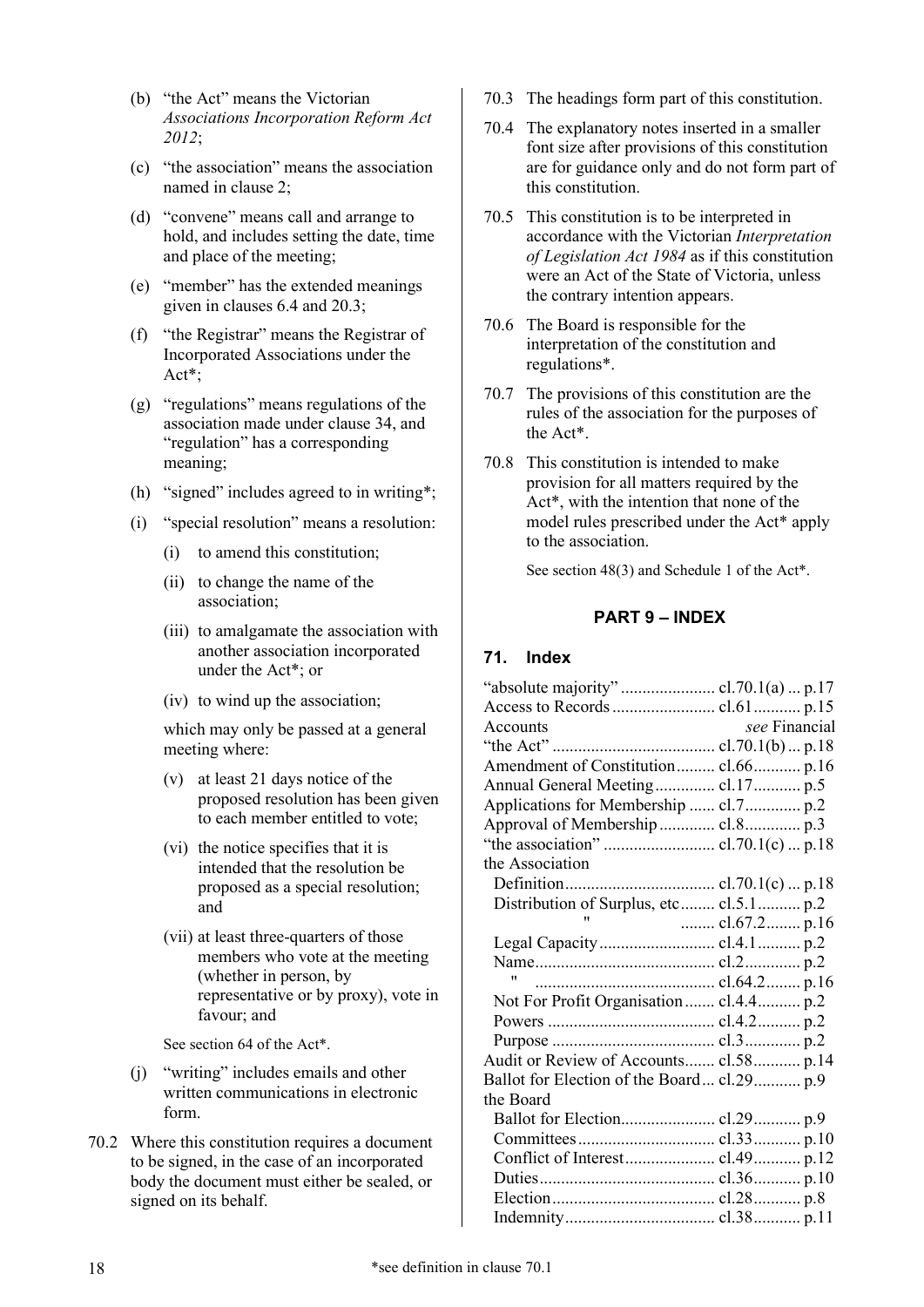(b) "the Act" means the Victorian *Associations Incorporation Reform Act 2012*;

(c) "the association" means the association named in clause 2;

(d) "convene" means call and arrange to hold, and includes setting the date, time and place of the meeting;

(e) "member" has the extended meanings given in clauses 6.4 and 20.3;

(f) "the Registrar" means the Registrar of Incorporated Associations under the Act*;

(g) "regulations" means regulations of the association made under clause 34, and "regulation" has a corresponding meaning;

(h) "signed" includes agreed to in writing*;

(i) "special resolution" means a resolution:

   (i) to amend this constitution;

   (ii) to change the name of the association;

   (iii) to amalgamate the association with another association incorporated under the Act*; or

   (iv) to wind up the association;

   which may only be passed at a general meeting where:

   (v) at least 21 days notice of the proposed resolution has been given to each member entitled to vote;

   (vi) the notice specifies that it is intended that the resolution be proposed as a special resolution; and

   (vii) at least three-quarters of those members who vote at the meeting (whether in person, by representative or by proxy), vote in favour; and

   See section 64 of the Act*.

(j) "writing" includes emails and other written communications in electronic form.

70.2 Where this constitution requires a document to be signed, in the case of an incorporated body the document must either be sealed, or signed on its behalf.

70.3 The headings form part of this constitution.

70.4 The explanatory notes inserted in a smaller font size after provisions of this constitution are for guidance only and do not form part of this constitution.

70.5 This constitution is to be interpreted in accordance with the Victorian *Interpretation of Legislation Act 1984* as if this constitution were an Act of the State of Victoria, unless the contrary intention appears.

70.6 The Board is responsible for the interpretation of the constitution and regulations*.

70.7 The provisions of this constitution are the rules of the association for the purposes of the Act*.

70.8 This constitution is intended to make provision for all matters required by the Act*, with the intention that none of the model rules prescribed under the Act* apply to the association.

See section 48(3) and Schedule 1 of the Act*.

## PART 9 – INDEX

### 71. Index

| | | |
|---|---|---|
| "absolute majority" | cl.70.1(a) | p.17 |
| Access to Records | cl.61 | p.15 |
| Accounts | *see* Financial | |
| "the Act" | cl.70.1(b) | p.18 |
| Amendment of Constitution | cl.66 | p.16 |
| Annual General Meeting | cl.17 | p.5 |
| Applications for Membership | cl.7 | p.2 |
| Approval of Membership | cl.8 | p.3 |
| "the association" | cl.70.1(c) | p.18 |
| the Association | | |
| Definition | cl.70.1(c) | p.18 |
| Distribution of Surplus, etc | cl.5.1 | p.2 |
| " | cl.67.2 | p.16 |
| Legal Capacity | cl.4.1 | p.2 |
| Name | cl.2 | p.2 |
| " | cl.64.2 | p.16 |
| Not For Profit Organisation | cl.4.4 | p.2 |
| Powers | cl.4.2 | p.2 |
| Purpose | cl.3 | p.2 |
| Audit or Review of Accounts | cl.58 | p.14 |
| Ballot for Election of the Board | cl.29 | p.9 |
| the Board | | |
| Ballot for Election | cl.29 | p.9 |
| Committees | cl.33 | p.10 |
| Conflict of Interest | cl.49 | p.12 |
| Duties | cl.36 | p.10 |
| Election | cl.28 | p.8 |
| Indemnity | cl.38 | p.11 |

*see definition in clause 70.1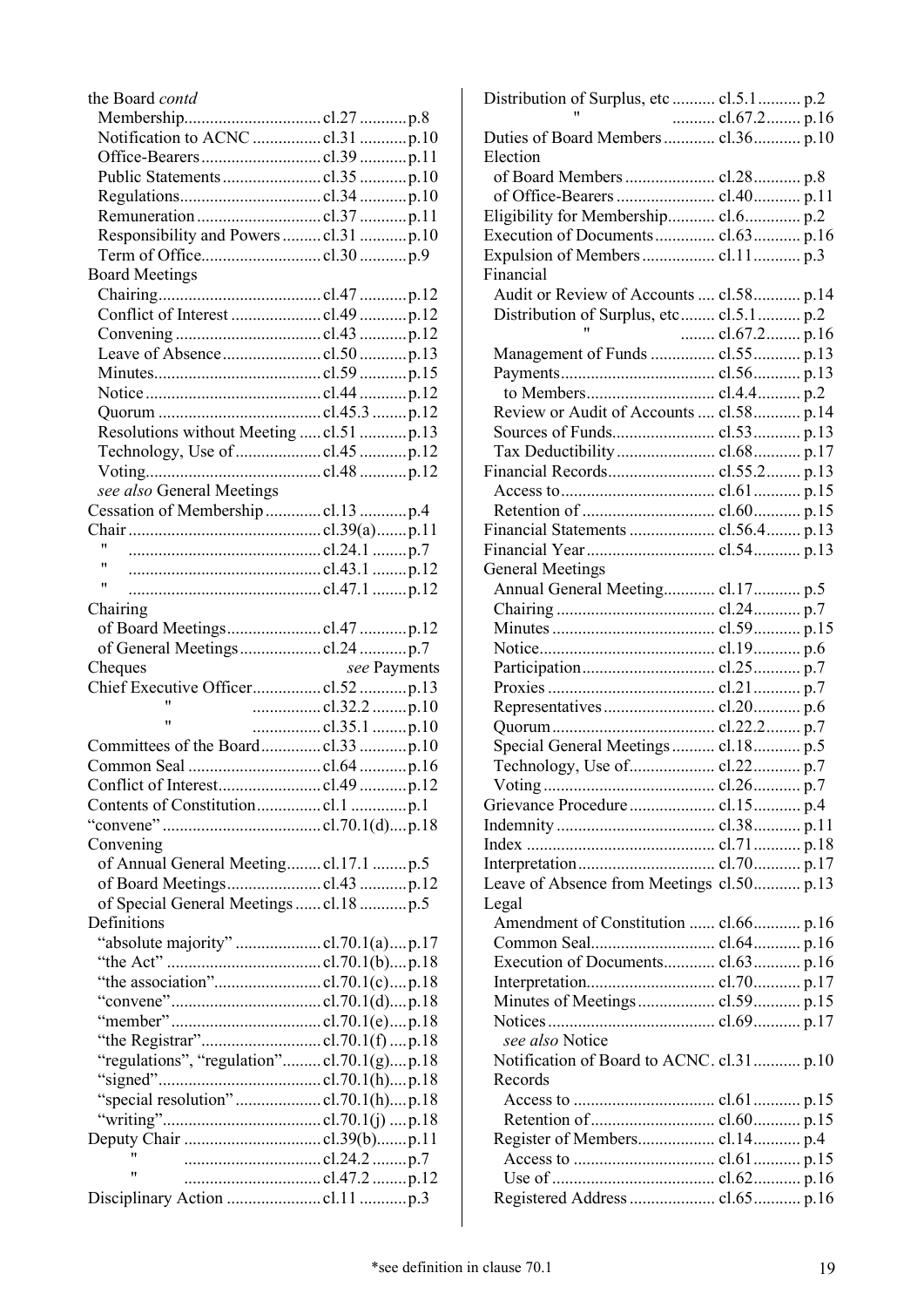the Board *contd*

- Membership ........ cl.27 ........ p.8
- Notification to ACNC ........ cl.31 ........ p.10
- Office-Bearers ........ cl.39 ........ p.11
- Public Statements ........ cl.35 ........ p.10
- Regulations ........ cl.34 ........ p.10
- Remuneration ........ cl.37 ........ p.11
- Responsibility and Powers ........ cl.31 ........ p.10
- Term of Office ........ cl.30 ........ p.9

Board Meetings

- Chairing ........ cl.47 ........ p.12
- Conflict of Interest ........ cl.49 ........ p.12
- Convening ........ cl.43 ........ p.12
- Leave of Absence ........ cl.50 ........ p.13
- Minutes ........ cl.59 ........ p.15
- Notice ........ cl.44 ........ p.12
- Quorum ........ cl.45.3 ........ p.12
- Resolutions without Meeting ........ cl.51 ........ p.13
- Technology, Use of ........ cl.45 ........ p.12
- Voting ........ cl.48 ........ p.12
- *see also* General Meetings

Cessation of Membership ........ cl.13 ........ p.4

Chair ........ cl.39(a) ........ p.11
" ........ cl.24.1 ........ p.7
" ........ cl.43.1 ........ p.12
" ........ cl.47.1 ........ p.12

Chairing

- of Board Meetings ........ cl.47 ........ p.12
- of General Meetings ........ cl.24 ........ p.7

Cheques ........ *see* Payments

Chief Executive Officer ........ cl.52 ........ p.13
" ........ cl.32.2 ........ p.10
" ........ cl.35.1 ........ p.10

Committees of the Board ........ cl.33 ........ p.10

Common Seal ........ cl.64 ........ p.16

Conflict of Interest ........ cl.49 ........ p.12

Contents of Constitution ........ cl.1 ........ p.1

"convene" ........ cl.70.1(d) ........ p.18

Convening

- of Annual General Meeting ........ cl.17.1 ........ p.5
- of Board Meetings ........ cl.43 ........ p.12
- of Special General Meetings ........ cl.18 ........ p.5

Definitions

- "absolute majority" ........ cl.70.1(a) ........ p.17
- "the Act" ........ cl.70.1(b) ........ p.18
- "the association" ........ cl.70.1(c) ........ p.18
- "convene" ........ cl.70.1(d) ........ p.18
- "member" ........ cl.70.1(e) ........ p.18
- "the Registrar" ........ cl.70.1(f) ........ p.18
- "regulations", "regulation" ........ cl.70.1(g) ........ p.18
- "signed" ........ cl.70.1(h) ........ p.18
- "special resolution" ........ cl.70.1(h) ........ p.18
- "writing" ........ cl.70.1(j) ........ p.18

Deputy Chair ........ cl.39(b) ........ p.11
" ........ cl.24.2 ........ p.7
" ........ cl.47.2 ........ p.12

Disciplinary Action ........ cl.11 ........ p.3

Distribution of Surplus, etc ........ cl.5.1 ........ p.2
" ........ cl.67.2 ........ p.16

Duties of Board Members ........ cl.36 ........ p.10

Election

- of Board Members ........ cl.28 ........ p.8
- of Office-Bearers ........ cl.40 ........ p.11

Eligibility for Membership ........ cl.6 ........ p.2

Execution of Documents ........ cl.63 ........ p.16

Expulsion of Members ........ cl.11 ........ p.3

Financial

- Audit or Review of Accounts ........ cl.58 ........ p.14
- Distribution of Surplus, etc ........ cl.5.1 ........ p.2
  " ........ cl.67.2 ........ p.16
- Management of Funds ........ cl.55 ........ p.13
- Payments ........ cl.56 ........ p.13
  - to Members ........ cl.4.4 ........ p.2
- Review or Audit of Accounts ........ cl.58 ........ p.14
- Sources of Funds ........ cl.53 ........ p.13
- Tax Deductibility ........ cl.68 ........ p.17

Financial Records ........ cl.55.2 ........ p.13

- Access to ........ cl.61 ........ p.15
- Retention of ........ cl.60 ........ p.15

Financial Statements ........ cl.56.4 ........ p.13

Financial Year ........ cl.54 ........ p.13

General Meetings

- Annual General Meeting ........ cl.17 ........ p.5
- Chairing ........ cl.24 ........ p.7
- Minutes ........ cl.59 ........ p.15
- Notice ........ cl.19 ........ p.6
- Participation ........ cl.25 ........ p.7
- Proxies ........ cl.21 ........ p.7
- Representatives ........ cl.20 ........ p.6
- Quorum ........ cl.22.2 ........ p.7
- Special General Meetings ........ cl.18 ........ p.5
- Technology, Use of ........ cl.22 ........ p.7
- Voting ........ cl.26 ........ p.7

Grievance Procedure ........ cl.15 ........ p.4

Indemnity ........ cl.38 ........ p.11

Index ........ cl.71 ........ p.18

Interpretation ........ cl.70 ........ p.17

Leave of Absence from Meetings cl.50 ........ p.13

Legal

- Amendment of Constitution ........ cl.66 ........ p.16
- Common Seal ........ cl.64 ........ p.16
- Execution of Documents ........ cl.63 ........ p.16
- Interpretation ........ cl.70 ........ p.17
- Minutes of Meetings ........ cl.59 ........ p.15
- Notices ........ cl.69 ........ p.17
  - *see also* Notice
- Notification of Board to ACNC. cl.31 ........ p.10
- Records
  - Access to ........ cl.61 ........ p.15
  - Retention of ........ cl.60 ........ p.15
- Register of Members ........ cl.14 ........ p.4
  - Access to ........ cl.61 ........ p.15
  - Use of ........ cl.62 ........ p.16
- Registered Address ........ cl.65 ........ p.16

*see definition in clause 70.1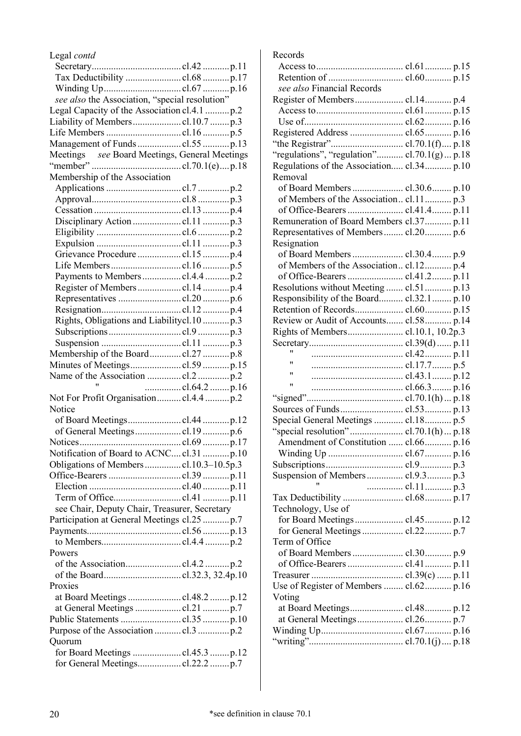Legal *contd*
  Secretary ..................................... cl.42 ........... p.11
  Tax Deductibility ....................... cl.68 ........... p.17
  Winding Up ................................. cl.67 ........... p.16
  *see also* the Association, "special resolution"
Legal Capacity of the Association cl.4.1 .......... p.2
Liability of Members .................... cl.10.7 ........ p.3
Life Members ............................... cl.16 ........... p.5
Management of Funds .................. cl.55 ........... p.13
Meetings *see* Board Meetings, General Meetings
"member" ...................................... cl.70.1(e) .... p.18
Membership of the Association
  Applications ............................... cl.7 ............. p.2
  Approval ..................................... cl.8 ............. p.3
  Cessation .................................... cl.13 ........... p.4
  Disciplinary Action .................... cl.11 ........... p.3
  Eligibility ................................... cl.6 ............. p.2
  Expulsion ................................... cl.11 ........... p.3
  Grievance Procedure .................. cl.15 ........... p.4
  Life Members ............................. cl.16 ........... p.5
  Payments to Members ................ cl.4.4 .......... p.2
  Register of Members .................. cl.14 ........... p.4
  Representatives .......................... cl.20 ........... p.6
  Resignation ................................. cl.12 ........... p.4
  Rights, Obligations and Liability cl.10 ........... p.3
  Subscriptions .............................. cl.9 ............. p.3
  Suspension ................................. cl.11 ........... p.3
Membership of the Board ............. cl.27 ........... p.8
Minutes of Meetings ..................... cl.59 ........... p.15
Name of the Association .............. cl.2 ............. p.2
  " .............. cl.64.2 ........ p.16
Not For Profit Organisation .......... cl.4.4 .......... p.2
Notice
  of Board Meetings ...................... cl.44 ........... p.12
  of General Meetings ................... cl.19 ........... p.6
Notices .......................................... cl.69 ........... p.17
Notification of Board to ACNC .... cl.31 ........... p.10
Obligations of Members ............... cl.10.3–10.5 p.3
Office-Bearers .............................. cl.39 ........... p.11
  Election ...................................... cl.40 ........... p.11
  Term of Office ............................ cl.41 ........... p.11
  see Chair, Deputy Chair, Treasurer, Secretary
Participation at General Meetings cl.25 ........... p.7
Payments ....................................... cl.56 ........... p.13
  to Members ................................. cl.4.4 .......... p.2
Powers
  of the Association ....................... cl.4.2 .......... p.2
  of the Board ................................ cl.32.3, 32.4 p.10
Proxies
  at Board Meetings ...................... cl.48.2 ........ p.12
  at General Meetings ................... cl.21 ........... p.7
Public Statements ......................... cl.35 ........... p.10
Purpose of the Association ........... cl.3 ............. p.2
Quorum
  for Board Meetings .................... cl.45.3 ........ p.12
  for General Meetings .................. cl.22.2 ........ p.7

Records
  Access to .................................... cl.61 ........... p.15
  Retention of ............................... cl.60 ........... p.15
  *see also* Financial Records
Register of Members .................... cl.14 ........... p.4
  Access to .................................... cl.61 ........... p.15
  Use of ......................................... cl.62 ........... p.16
Registered Address ...................... cl.65 ........... p.16
"the Registrar" .............................. cl.70.1(f) .... p.18
"regulations", "regulation" ........... cl.70.1(g) ... p.18
Regulations of the Association ..... cl.34 ........... p.10
Removal
  of Board Members ..................... cl.30.6 ........ p.10
  of Members of the Association .. cl.11 ........... p.3
  of Office-Bearers ....................... cl.41.4 ........ p.11
Remuneration of Board Members cl.37 ........... p.11
Representatives of Members ........ cl.20 ........... p.6
Resignation
  of Board Members ..................... cl.30.4 ........ p.9
  of Members of the Association .. cl.12 ........... p.4
  of Office-Bearers ....................... cl.41.2 ........ p.11
Resolutions without Meeting ....... cl.51 ........... p.13
Responsibility of the Board .......... cl.32.1 ........ p.10
Retention of Records .................... cl.60 ........... p.15
Review or Audit of Accounts ....... cl.58 ........... p.14
Rights of Members ....................... cl.10.1, 10.2 p.3
Secretary ....................................... cl.39(d) ...... p.11
  " ...................................... cl.42 ........... p.11
  " ...................................... cl.17.7 ........ p.5
  " ...................................... cl.43.1 ........ p.12
  " ...................................... cl.66.3 ........ p.16
"signed" ........................................ cl.70.1(h) ... p.18
Sources of Funds .......................... cl.53 ........... p.13
Special General Meetings ............ cl.18 ........... p.5
"special resolution" ...................... cl.70.1(h) ... p.18
  Amendment of Constitution ...... cl.66 ........... p.16
  Winding Up ............................... cl.67 ........... p.16
Subscriptions ................................ cl.9 ............. p.3
Suspension of Members ............... cl.9.3 .......... p.3
  " .............. cl.11 ........... p.3
Tax Deductibility ......................... cl.68 ........... p.17
Technology, Use of
  for Board Meetings .................... cl.45 ........... p.12
  for General Meetings ................. cl.22 ........... p.7
Term of Office
  of Board Members ..................... cl.30 ........... p.9
  of Office-Bearers ....................... cl.41 ........... p.11
Treasurer ...................................... cl.39(c) ...... p.11
Use of Register of Members ........ cl.62 ........... p.16
Voting
  at Board Meetings ...................... cl.48 ........... p.12
  at General Meetings ................... cl.26 ........... p.7
Winding Up .................................. cl.67 ........... p.16
"writing" ....................................... cl.70.1(j) .... p.18

*see definition in clause 70.1